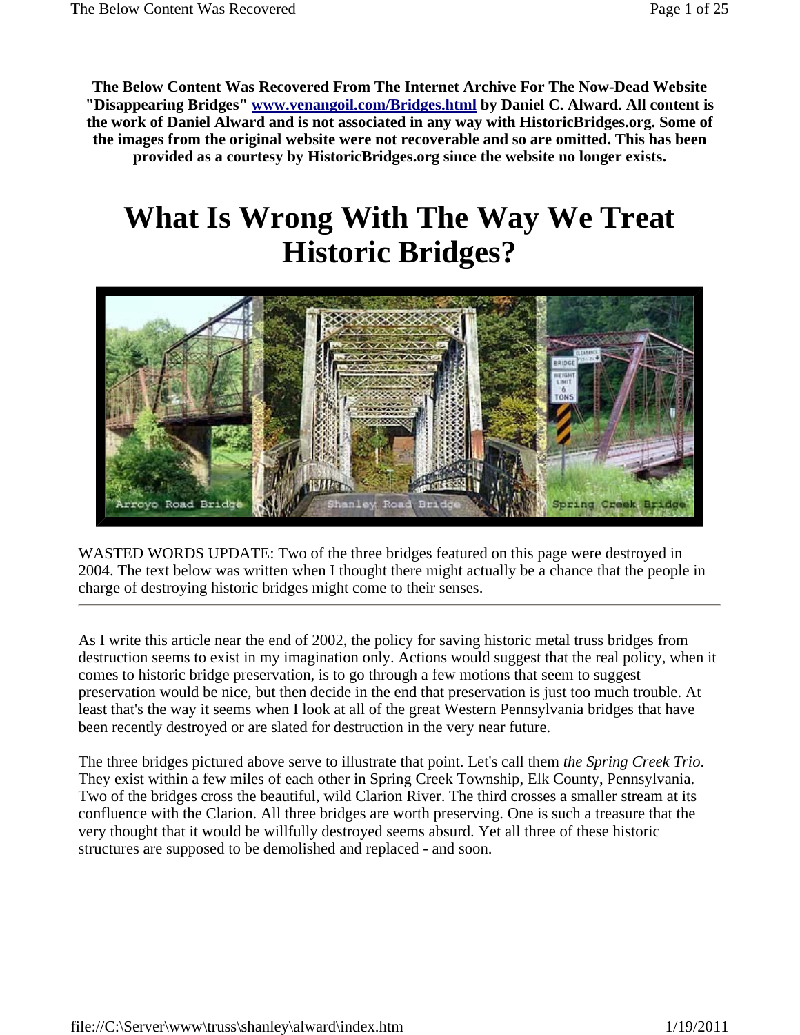**The Below Content Was Recovered From The Internet Archive For The Now-Dead Website "Disappearing Bridges" [www.venangoil.com/Bridges.html](www.venangoil.com/Bridges.html) by Daniel C. Alward. All content is the work of Daniel Alward and is not associated in any way with HistoricBridges.org. Some of the images from the original website were not recoverable and so are omitted. This has been provided as a courtesy by HistoricBridges.org since the website no longer exists.**

# What Is Wrong With The Way We Treat Historic Bridges?

Arroyo Road Bridge — Shanley Road Bridge — Spring Creek Bridge

WASTED WORDS UPDATE: Two of the three bridges featured on this page were destroyed in 2004. The text below was written when I thought there might actually be a chance that the people in charge of destroying historic bridges might come to their senses.

---

As I write this article near the end of 2002, the policy for saving historic metal truss bridges from destruction seems to exist in my imagination only. Actions would suggest that the real policy, when it comes to historic bridge preservation, is to go through a few motions that seem to suggest preservation would be nice, but then decide in the end that preservation is just too much trouble. At least that's the way it seems when I look at all of the great Western Pennsylvania bridges that have been recently destroyed or are slated for destruction in the very near future.

The three bridges pictured above serve to illustrate that point. Let's call them *the Spring Creek Trio*. They exist within a few miles of each other in Spring Creek Township, Elk County, Pennsylvania. Two of the bridges cross the beautiful, wild Clarion River. The third crosses a smaller stream at its confluence with the Clarion. All three bridges are worth preserving. One is such a treasure that the very thought that it would be willfully destroyed seems absurd. Yet all three of these historic structures are supposed to be demolished and replaced - and soon.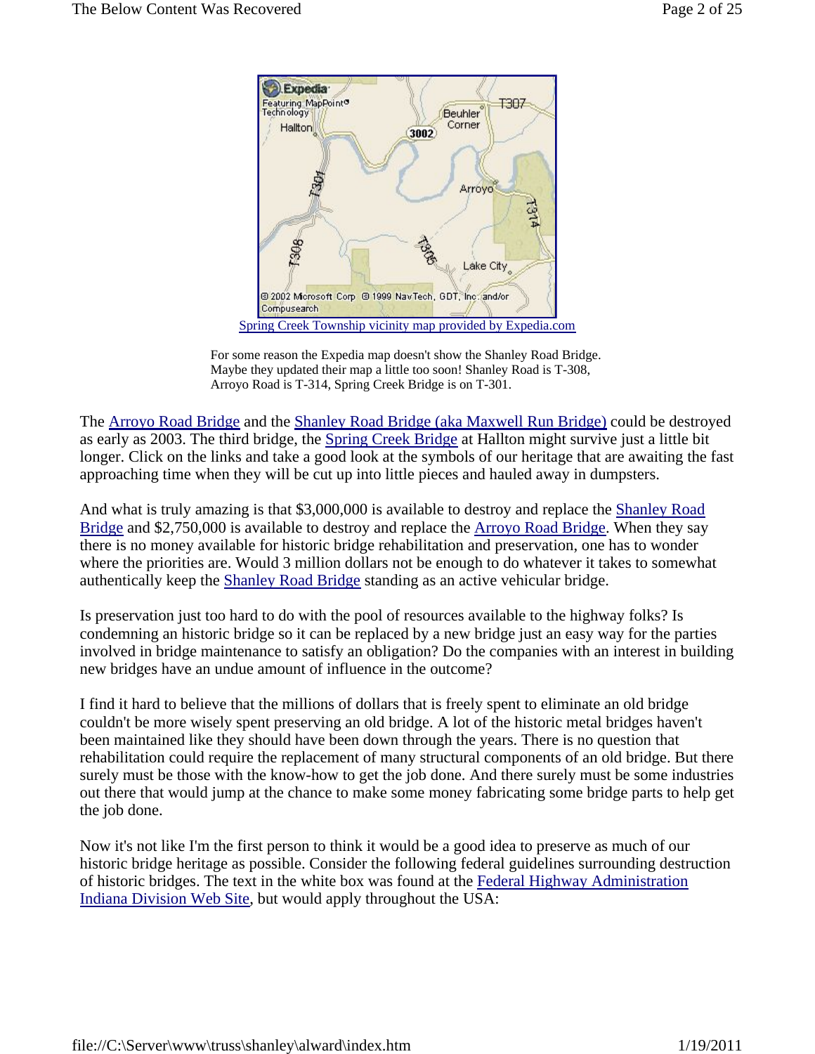Spring Creek Township vicinity map provided by Expedia.com

For some reason the Expedia map doesn't show the Shanley Road Bridge. Maybe they updated their map a little too soon! Shanley Road is T-308, Arroyo Road is T-314, Spring Creek Bridge is on T-301.

The Arroyo Road Bridge and the Shanley Road Bridge (aka Maxwell Run Bridge) could be destroyed as early as 2003. The third bridge, the Spring Creek Bridge at Hallton might survive just a little bit longer. Click on the links and take a good look at the symbols of our heritage that are awaiting the fast approaching time when they will be cut up into little pieces and hauled away in dumpsters.

And what is truly amazing is that $3,000,000 is available to destroy and replace the Shanley Road Bridge and $2,750,000 is available to destroy and replace the Arroyo Road Bridge. When they say there is no money available for historic bridge rehabilitation and preservation, one has to wonder where the priorities are. Would 3 million dollars not be enough to do whatever it takes to somewhat authentically keep the Shanley Road Bridge standing as an active vehicular bridge.

Is preservation just too hard to do with the pool of resources available to the highway folks? Is condemning an historic bridge so it can be replaced by a new bridge just an easy way for the parties involved in bridge maintenance to satisfy an obligation? Do the companies with an interest in building new bridges have an undue amount of influence in the outcome?

I find it hard to believe that the millions of dollars that is freely spent to eliminate an old bridge couldn't be more wisely spent preserving an old bridge. A lot of the historic metal bridges haven't been maintained like they should have been down through the years. There is no question that rehabilitation could require the replacement of many structural components of an old bridge. But there surely must be those with the know-how to get the job done. And there surely must be some industries out there that would jump at the chance to make some money fabricating some bridge parts to help get the job done.

Now it's not like I'm the first person to think it would be a good idea to preserve as much of our historic bridge heritage as possible. Consider the following federal guidelines surrounding destruction of historic bridges. The text in the white box was found at the Federal Highway Administration Indiana Division Web Site, but would apply throughout the USA: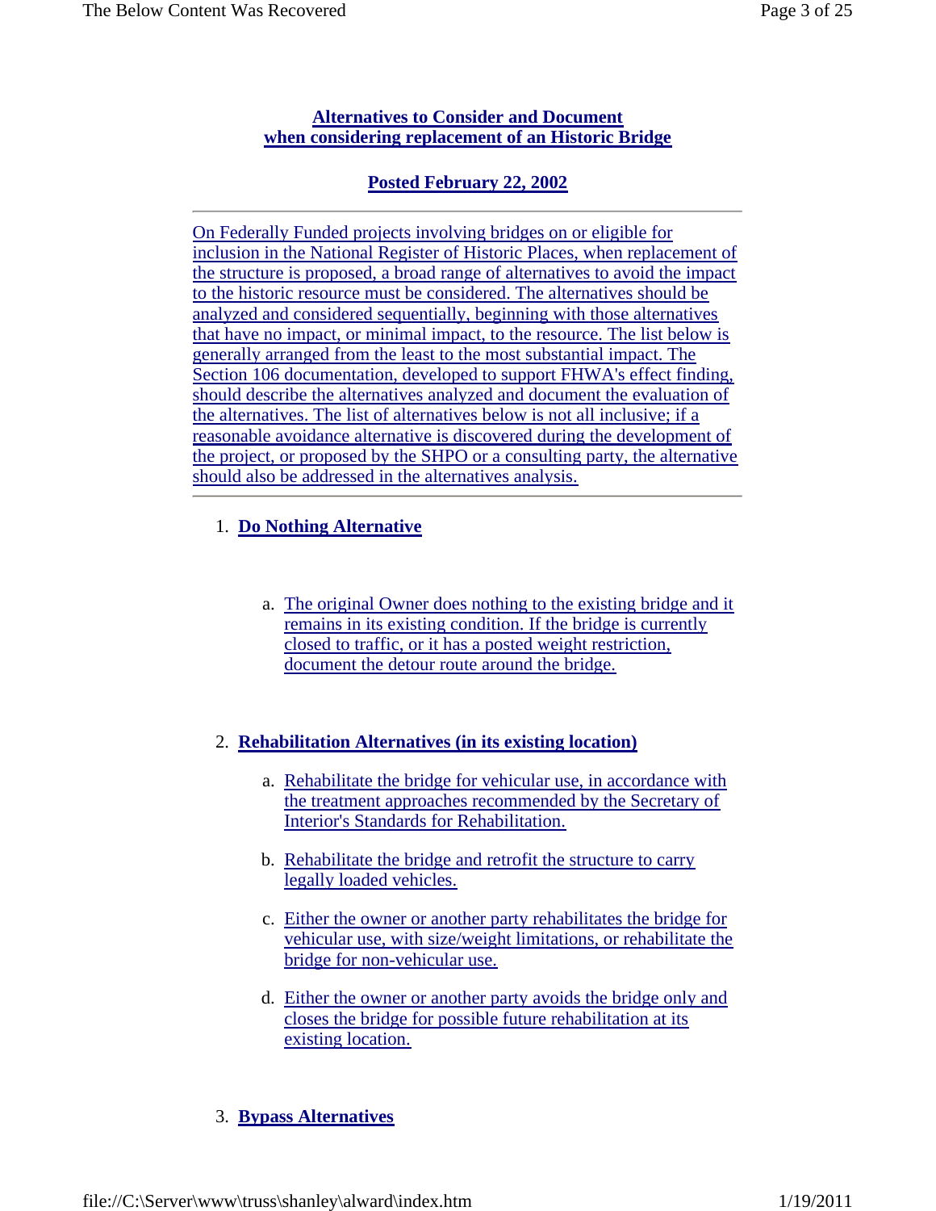## Alternatives to Consider and Document when considering replacement of an Historic Bridge

**Posted February 22, 2002**

---

On Federally Funded projects involving bridges on or eligible for inclusion in the National Register of Historic Places, when replacement of the structure is proposed, a broad range of alternatives to avoid the impact to the historic resource must be considered. The alternatives should be analyzed and considered sequentially, beginning with those alternatives that have no impact, or minimal impact, to the resource. The list below is generally arranged from the least to the most substantial impact. The Section 106 documentation, developed to support FHWA's effect finding, should describe the alternatives analyzed and document the evaluation of the alternatives. The list of alternatives below is not all inclusive; if a reasonable avoidance alternative is discovered during the development of the project, or proposed by the SHPO or a consulting party, the alternative should also be addressed in the alternatives analysis.

---

1. **Do Nothing Alternative**

   a. The original Owner does nothing to the existing bridge and it remains in its existing condition. If the bridge is currently closed to traffic, or it has a posted weight restriction, document the detour route around the bridge.

2. **Rehabilitation Alternatives (in its existing location)**

   a. Rehabilitate the bridge for vehicular use, in accordance with the treatment approaches recommended by the Secretary of Interior's Standards for Rehabilitation.

   b. Rehabilitate the bridge and retrofit the structure to carry legally loaded vehicles.

   c. Either the owner or another party rehabilitates the bridge for vehicular use, with size/weight limitations, or rehabilitate the bridge for non-vehicular use.

   d. Either the owner or another party avoids the bridge only and closes the bridge for possible future rehabilitation at its existing location.

3. **Bypass Alternatives**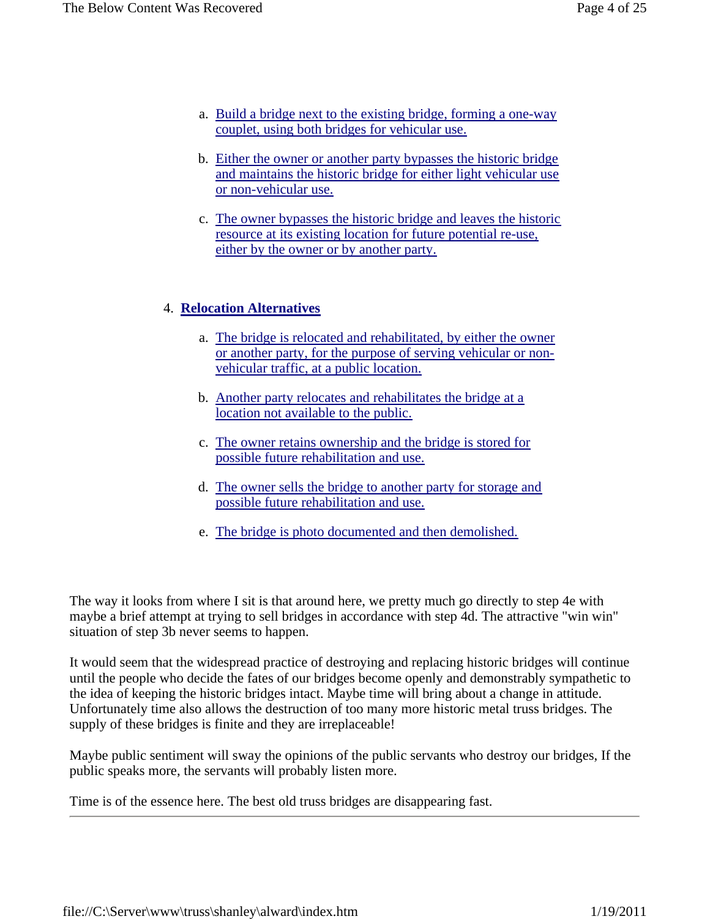a. Build a bridge next to the existing bridge, forming a one-way couplet, using both bridges for vehicular use.

b. Either the owner or another party bypasses the historic bridge and maintains the historic bridge for either light vehicular use or non-vehicular use.

c. The owner bypasses the historic bridge and leaves the historic resource at its existing location for future potential re-use, either by the owner or by another party.

4. **Relocation Alternatives**

a. The bridge is relocated and rehabilitated, by either the owner or another party, for the purpose of serving vehicular or non-vehicular traffic, at a public location.

b. Another party relocates and rehabilitates the bridge at a location not available to the public.

c. The owner retains ownership and the bridge is stored for possible future rehabilitation and use.

d. The owner sells the bridge to another party for storage and possible future rehabilitation and use.

e. The bridge is photo documented and then demolished.

The way it looks from where I sit is that around here, we pretty much go directly to step 4e with maybe a brief attempt at trying to sell bridges in accordance with step 4d. The attractive "win win" situation of step 3b never seems to happen.

It would seem that the widespread practice of destroying and replacing historic bridges will continue until the people who decide the fates of our bridges become openly and demonstrably sympathetic to the idea of keeping the historic bridges intact. Maybe time will bring about a change in attitude. Unfortunately time also allows the destruction of too many more historic metal truss bridges. The supply of these bridges is finite and they are irreplaceable!

Maybe public sentiment will sway the opinions of the public servants who destroy our bridges, If the public speaks more, the servants will probably listen more.

Time is of the essence here. The best old truss bridges are disappearing fast.

---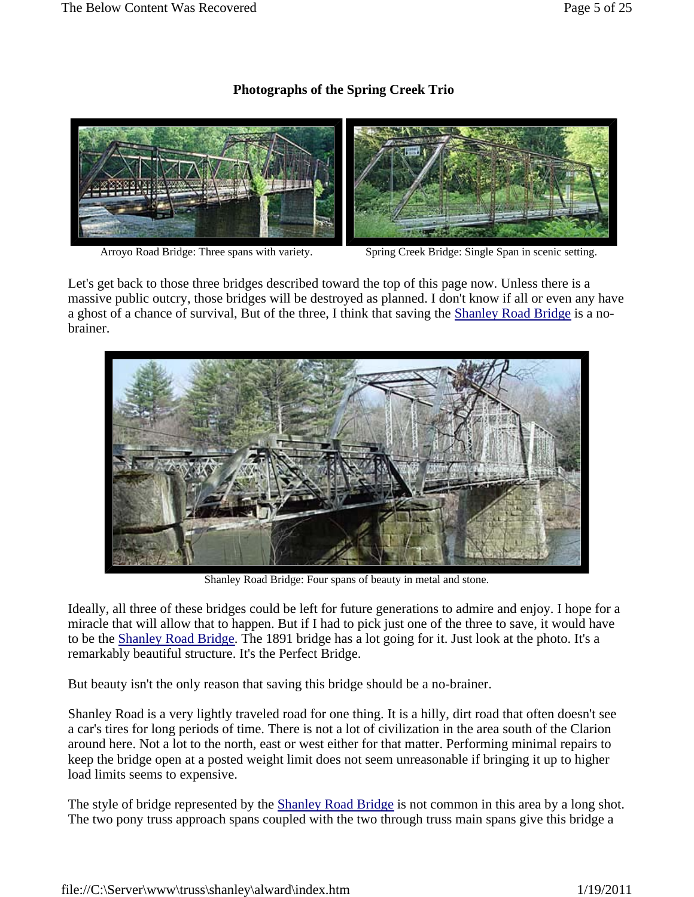**Photographs of the Spring Creek Trio**

Arroyo Road Bridge: Three spans with variety.

Spring Creek Bridge: Single Span in scenic setting.

Let's get back to those three bridges described toward the top of this page now. Unless there is a massive public outcry, those bridges will be destroyed as planned. I don't know if all or even any have a ghost of a chance of survival, But of the three, I think that saving the Shanley Road Bridge is a no-brainer.

Shanley Road Bridge: Four spans of beauty in metal and stone.

Ideally, all three of these bridges could be left for future generations to admire and enjoy. I hope for a miracle that will allow that to happen. But if I had to pick just one of the three to save, it would have to be the Shanley Road Bridge. The 1891 bridge has a lot going for it. Just look at the photo. It's a remarkably beautiful structure. It's the Perfect Bridge.

But beauty isn't the only reason that saving this bridge should be a no-brainer.

Shanley Road is a very lightly traveled road for one thing. It is a hilly, dirt road that often doesn't see a car's tires for long periods of time. There is not a lot of civilization in the area south of the Clarion around here. Not a lot to the north, east or west either for that matter. Performing minimal repairs to keep the bridge open at a posted weight limit does not seem unreasonable if bringing it up to higher load limits seems to expensive.

The style of bridge represented by the Shanley Road Bridge is not common in this area by a long shot. The two pony truss approach spans coupled with the two through truss main spans give this bridge a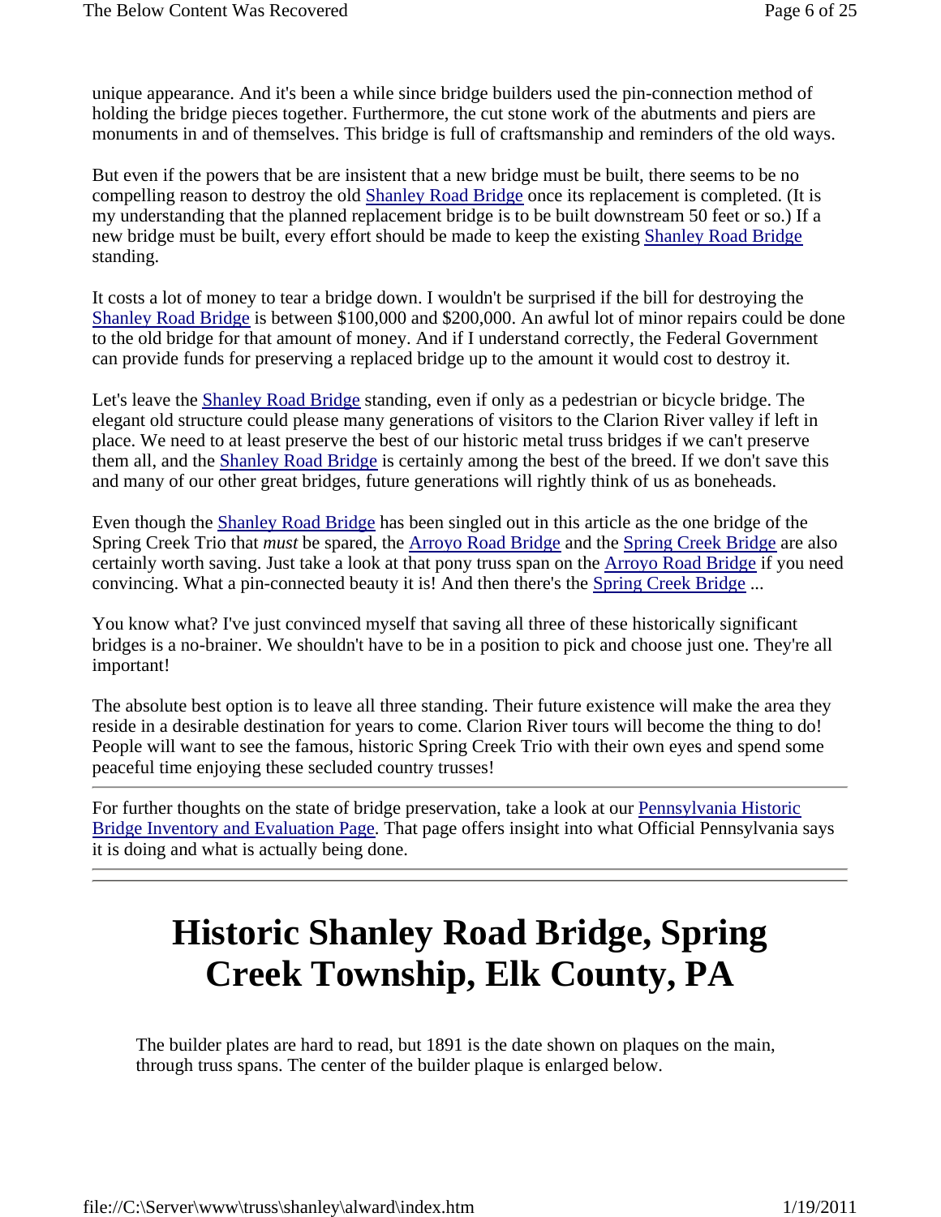unique appearance. And it's been a while since bridge builders used the pin-connection method of holding the bridge pieces together. Furthermore, the cut stone work of the abutments and piers are monuments in and of themselves. This bridge is full of craftsmanship and reminders of the old ways.

But even if the powers that be are insistent that a new bridge must be built, there seems to be no compelling reason to destroy the old Shanley Road Bridge once its replacement is completed. (It is my understanding that the planned replacement bridge is to be built downstream 50 feet or so.) If a new bridge must be built, every effort should be made to keep the existing Shanley Road Bridge standing.

It costs a lot of money to tear a bridge down. I wouldn't be surprised if the bill for destroying the Shanley Road Bridge is between $100,000 and $200,000. An awful lot of minor repairs could be done to the old bridge for that amount of money. And if I understand correctly, the Federal Government can provide funds for preserving a replaced bridge up to the amount it would cost to destroy it.

Let's leave the Shanley Road Bridge standing, even if only as a pedestrian or bicycle bridge. The elegant old structure could please many generations of visitors to the Clarion River valley if left in place. We need to at least preserve the best of our historic metal truss bridges if we can't preserve them all, and the Shanley Road Bridge is certainly among the best of the breed. If we don't save this and many of our other great bridges, future generations will rightly think of us as boneheads.

Even though the Shanley Road Bridge has been singled out in this article as the one bridge of the Spring Creek Trio that *must* be spared, the Arroyo Road Bridge and the Spring Creek Bridge are also certainly worth saving. Just take a look at that pony truss span on the Arroyo Road Bridge if you need convincing. What a pin-connected beauty it is! And then there's the Spring Creek Bridge ...

You know what? I've just convinced myself that saving all three of these historically significant bridges is a no-brainer. We shouldn't have to be in a position to pick and choose just one. They're all important!

The absolute best option is to leave all three standing. Their future existence will make the area they reside in a desirable destination for years to come. Clarion River tours will become the thing to do! People will want to see the famous, historic Spring Creek Trio with their own eyes and spend some peaceful time enjoying these secluded country trusses!

---

For further thoughts on the state of bridge preservation, take a look at our Pennsylvania Historic Bridge Inventory and Evaluation Page. That page offers insight into what Official Pennsylvania says it is doing and what is actually being done.

---

# Historic Shanley Road Bridge, Spring Creek Township, Elk County, PA

The builder plates are hard to read, but 1891 is the date shown on plaques on the main, through truss spans. The center of the builder plaque is enlarged below.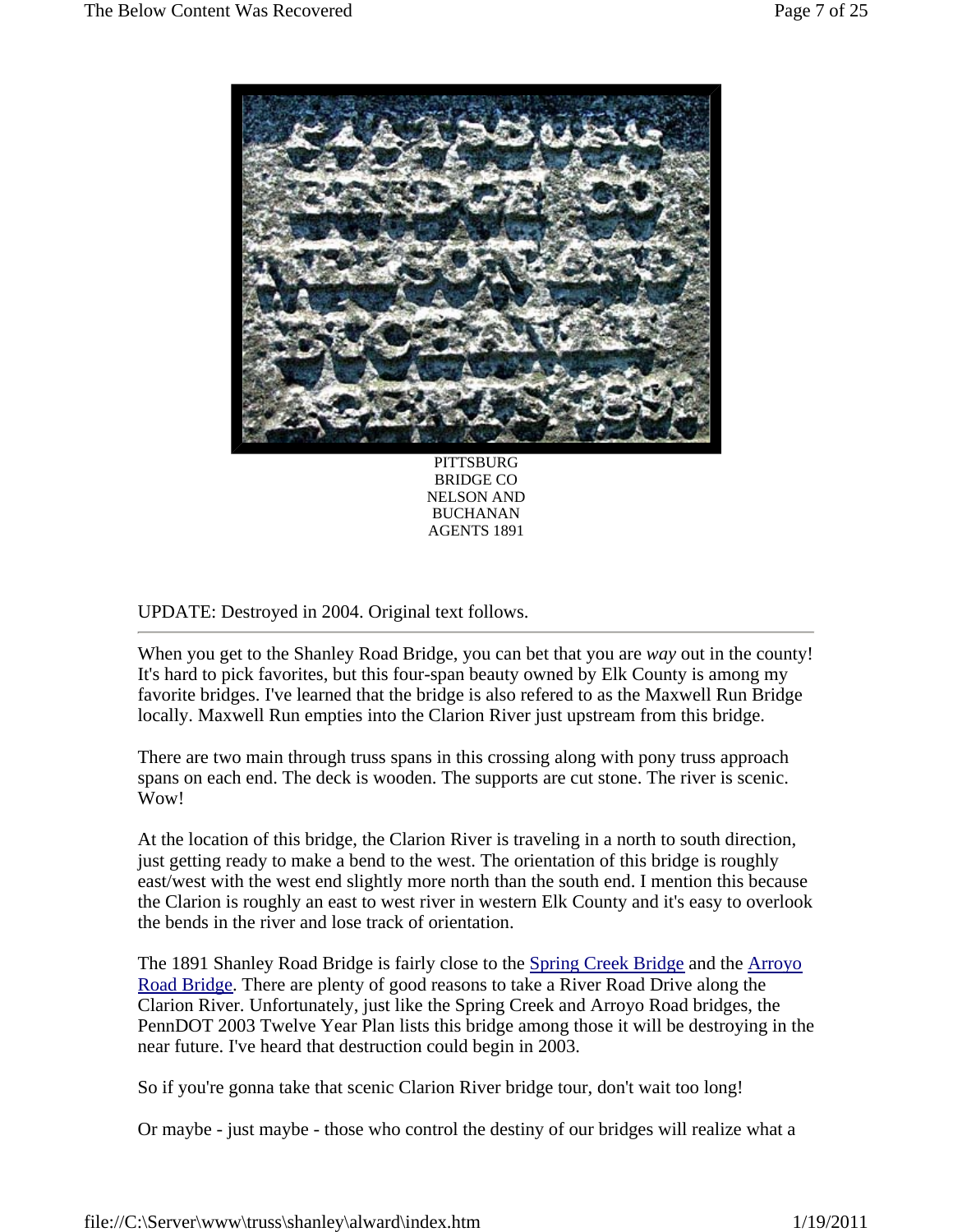PITTSBURG
BRIDGE CO
NELSON AND
BUCHANAN
AGENTS 1891

UPDATE: Destroyed in 2004. Original text follows.

---

When you get to the Shanley Road Bridge, you can bet that you are *way* out in the county! It's hard to pick favorites, but this four-span beauty owned by Elk County is among my favorite bridges. I've learned that the bridge is also refered to as the Maxwell Run Bridge locally. Maxwell Run empties into the Clarion River just upstream from this bridge.

There are two main through truss spans in this crossing along with pony truss approach spans on each end. The deck is wooden. The supports are cut stone. The river is scenic. Wow!

At the location of this bridge, the Clarion River is traveling in a north to south direction, just getting ready to make a bend to the west. The orientation of this bridge is roughly east/west with the west end slightly more north than the south end. I mention this because the Clarion is roughly an east to west river in western Elk County and it's easy to overlook the bends in the river and lose track of orientation.

The 1891 Shanley Road Bridge is fairly close to the Spring Creek Bridge and the Arroyo Road Bridge. There are plenty of good reasons to take a River Road Drive along the Clarion River. Unfortunately, just like the Spring Creek and Arroyo Road bridges, the PennDOT 2003 Twelve Year Plan lists this bridge among those it will be destroying in the near future. I've heard that destruction could begin in 2003.

So if you're gonna take that scenic Clarion River bridge tour, don't wait too long!

Or maybe - just maybe - those who control the destiny of our bridges will realize what a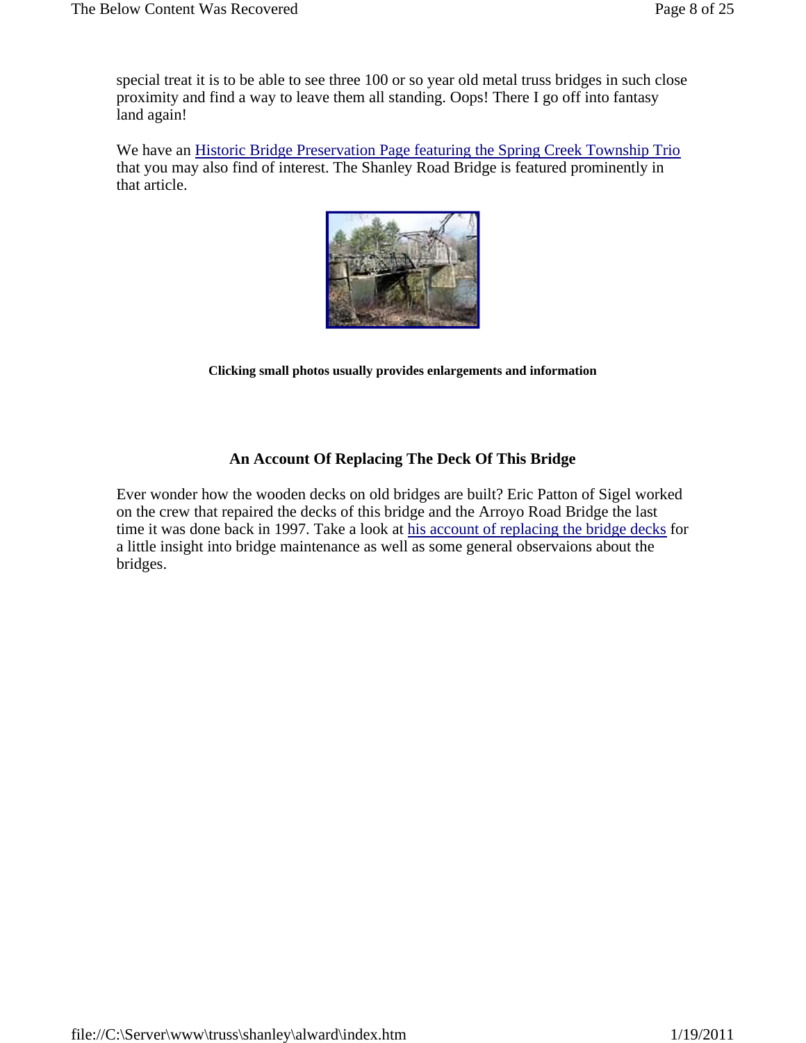special treat it is to be able to see three 100 or so year old metal truss bridges in such close proximity and find a way to leave them all standing. Oops! There I go off into fantasy land again!

We have an Historic Bridge Preservation Page featuring the Spring Creek Township Trio that you may also find of interest. The Shanley Road Bridge is featured prominently in that article.

**Clicking small photos usually provides enlargements and information**

### An Account Of Replacing The Deck Of This Bridge

Ever wonder how the wooden decks on old bridges are built? Eric Patton of Sigel worked on the crew that repaired the decks of this bridge and the Arroyo Road Bridge the last time it was done back in 1997. Take a look at his account of replacing the bridge decks for a little insight into bridge maintenance as well as some general observaions about the bridges.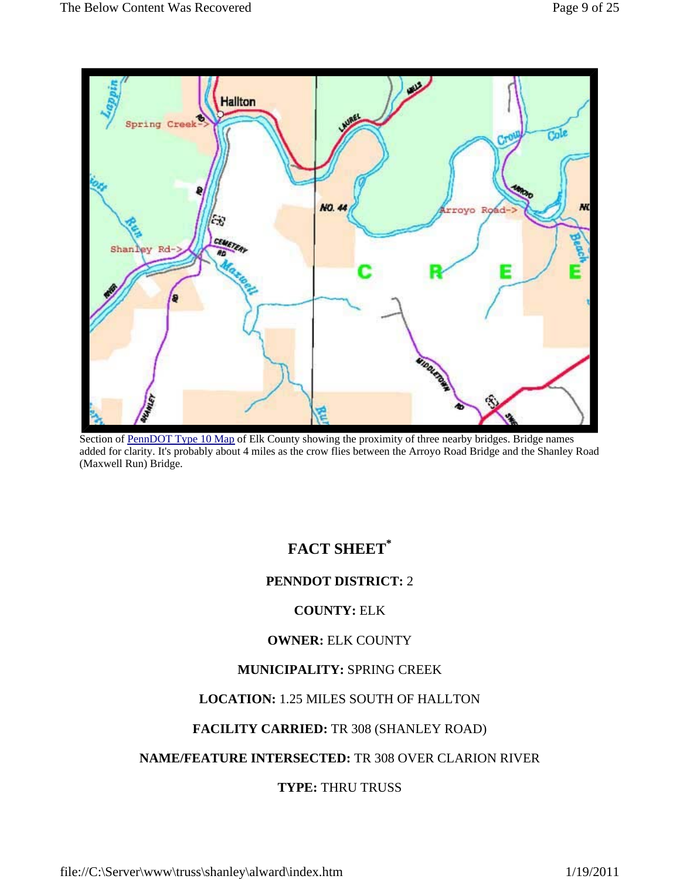Section of [PennDOT Type 10 Map](#) of Elk County showing the proximity of three nearby bridges. Bridge names added for clarity. It's probably about 4 miles as the crow flies between the Arroyo Road Bridge and the Shanley Road (Maxwell Run) Bridge.

## FACT SHEET*

**PENNDOT DISTRICT:** 2

**COUNTY:** ELK

**OWNER:** ELK COUNTY

**MUNICIPALITY:** SPRING CREEK

**LOCATION:** 1.25 MILES SOUTH OF HALLTON

**FACILITY CARRIED:** TR 308 (SHANLEY ROAD)

**NAME/FEATURE INTERSECTED:** TR 308 OVER CLARION RIVER

**TYPE:** THRU TRUSS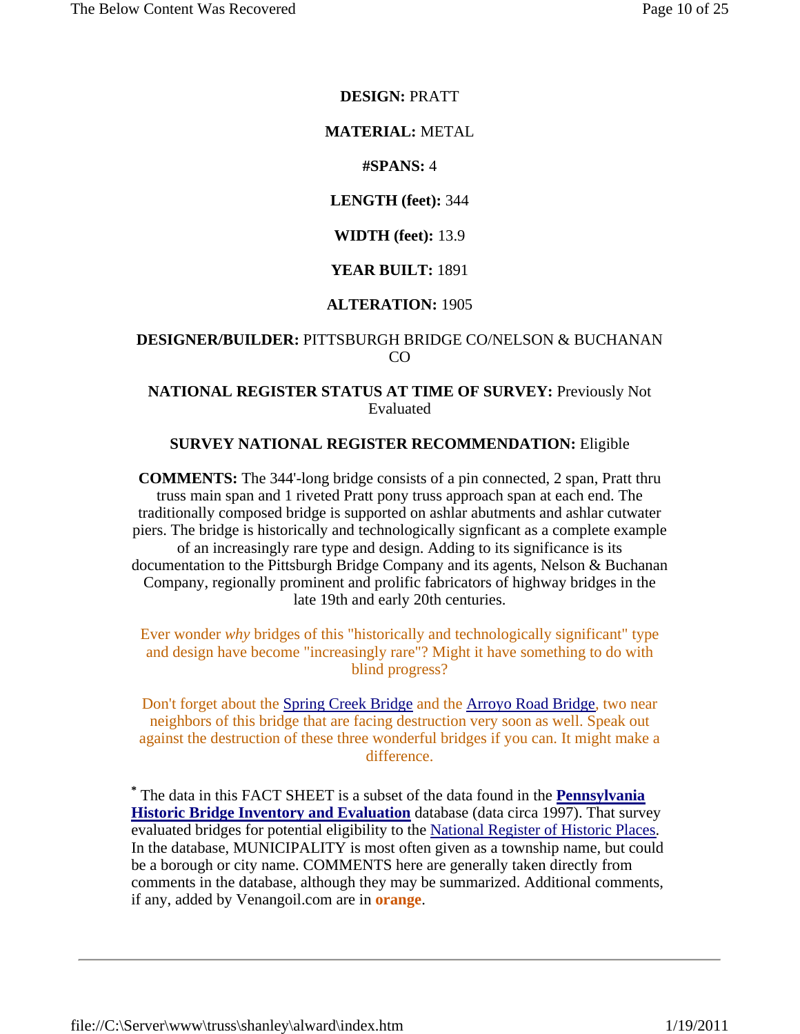**DESIGN:** PRATT

**MATERIAL:** METAL

**#SPANS:** 4

**LENGTH (feet):** 344

**WIDTH (feet):** 13.9

**YEAR BUILT:** 1891

**ALTERATION:** 1905

**DESIGNER/BUILDER:** PITTSBURGH BRIDGE CO/NELSON & BUCHANAN CO

**NATIONAL REGISTER STATUS AT TIME OF SURVEY:** Previously Not Evaluated

**SURVEY NATIONAL REGISTER RECOMMENDATION:** Eligible

**COMMENTS:** The 344'-long bridge consists of a pin connected, 2 span, Pratt thru truss main span and 1 riveted Pratt pony truss approach span at each end. The traditionally composed bridge is supported on ashlar abutments and ashlar cutwater piers. The bridge is historically and technologically signficant as a complete example of an increasingly rare type and design. Adding to its significance is its documentation to the Pittsburgh Bridge Company and its agents, Nelson & Buchanan Company, regionally prominent and prolific fabricators of highway bridges in the late 19th and early 20th centuries.

Ever wonder *why* bridges of this "historically and technologically significant" type and design have become "increasingly rare"? Might it have something to do with blind progress?

Don't forget about the Spring Creek Bridge and the Arroyo Road Bridge, two near neighbors of this bridge that are facing destruction very soon as well. Speak out against the destruction of these three wonderful bridges if you can. It might make a difference.

* The data in this FACT SHEET is a subset of the data found in the **Pennsylvania Historic Bridge Inventory and Evaluation** database (data circa 1997). That survey evaluated bridges for potential eligibility to the National Register of Historic Places. In the database, MUNICIPALITY is most often given as a township name, but could be a borough or city name. COMMENTS here are generally taken directly from comments in the database, although they may be summarized. Additional comments, if any, added by Venangoil.com are in **orange**.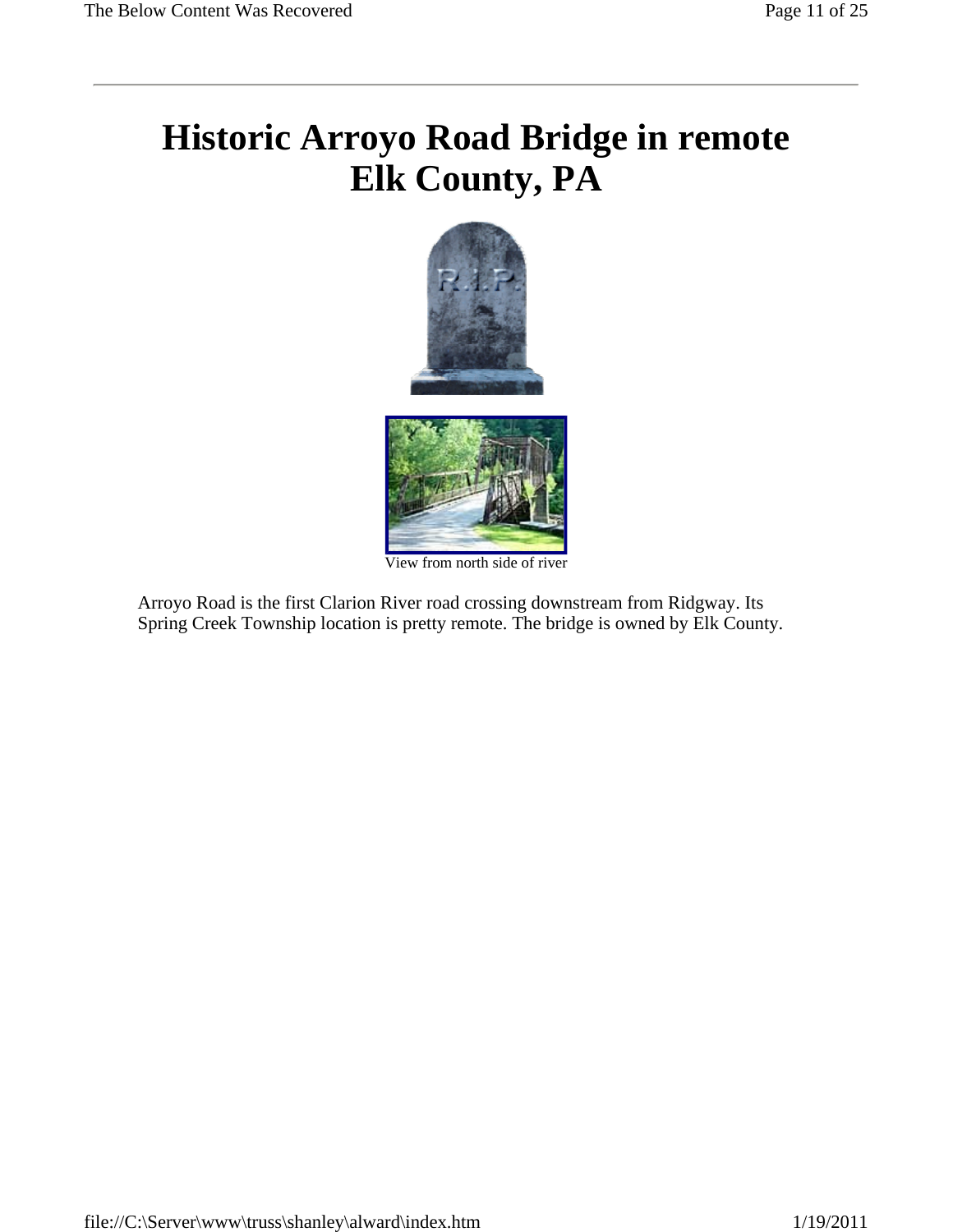# Historic Arroyo Road Bridge in remote Elk County, PA

View from north side of river

Arroyo Road is the first Clarion River road crossing downstream from Ridgway. Its Spring Creek Township location is pretty remote. The bridge is owned by Elk County.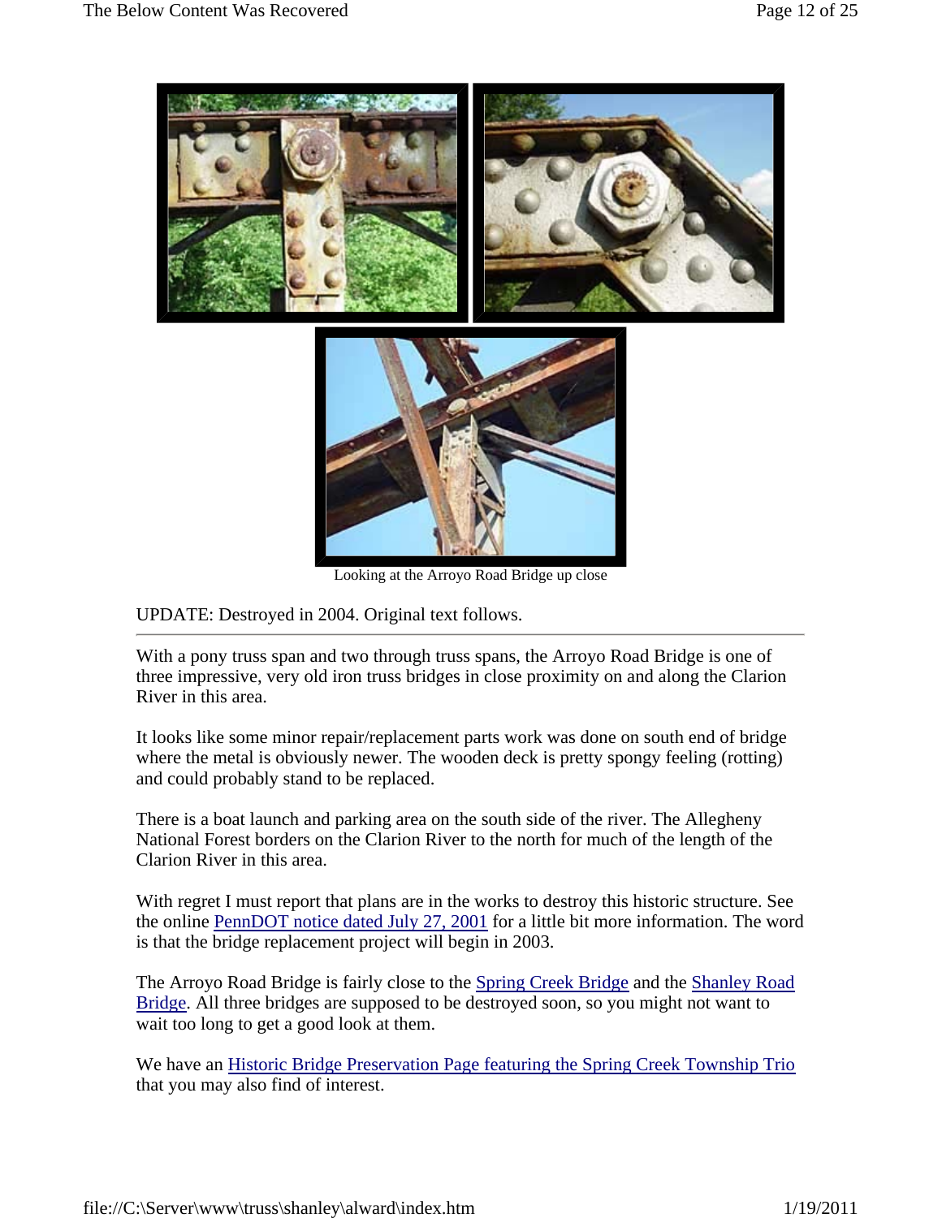Looking at the Arroyo Road Bridge up close

UPDATE: Destroyed in 2004. Original text follows.

---

With a pony truss span and two through truss spans, the Arroyo Road Bridge is one of three impressive, very old iron truss bridges in close proximity on and along the Clarion River in this area.

It looks like some minor repair/replacement parts work was done on south end of bridge where the metal is obviously newer. The wooden deck is pretty spongy feeling (rotting) and could probably stand to be replaced.

There is a boat launch and parking area on the south side of the river. The Allegheny National Forest borders on the Clarion River to the north for much of the length of the Clarion River in this area.

With regret I must report that plans are in the works to destroy this historic structure. See the online PennDOT notice dated July 27, 2001 for a little bit more information. The word is that the bridge replacement project will begin in 2003.

The Arroyo Road Bridge is fairly close to the Spring Creek Bridge and the Shanley Road Bridge. All three bridges are supposed to be destroyed soon, so you might not want to wait too long to get a good look at them.

We have an Historic Bridge Preservation Page featuring the Spring Creek Township Trio that you may also find of interest.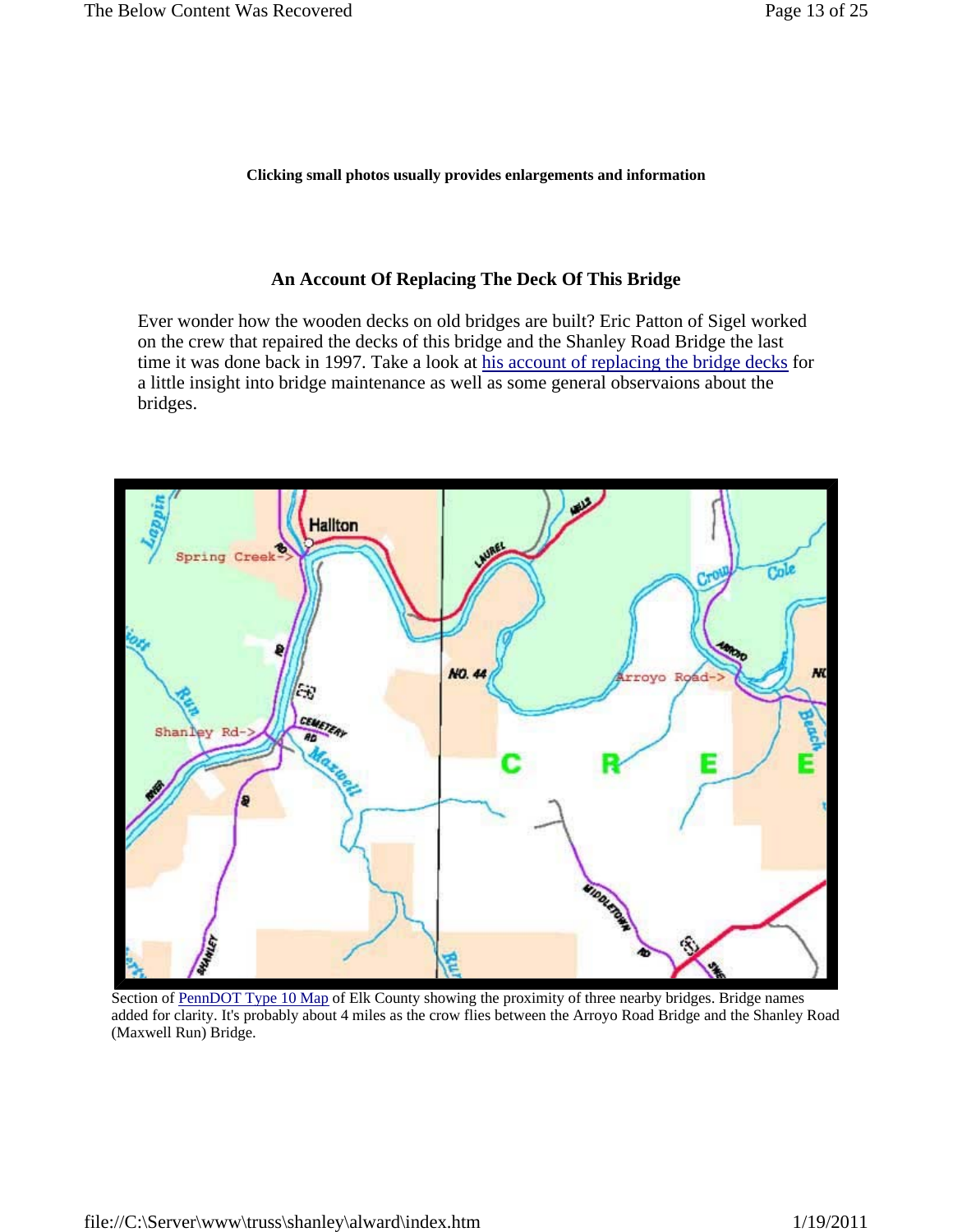**Clicking small photos usually provides enlargements and information**

## An Account Of Replacing The Deck Of This Bridge

Ever wonder how the wooden decks on old bridges are built? Eric Patton of Sigel worked on the crew that repaired the decks of this bridge and the Shanley Road Bridge the last time it was done back in 1997. Take a look at his account of replacing the bridge decks for a little insight into bridge maintenance as well as some general observaions about the bridges.

Section of PennDOT Type 10 Map of Elk County showing the proximity of three nearby bridges. Bridge names added for clarity. It's probably about 4 miles as the crow flies between the Arroyo Road Bridge and the Shanley Road (Maxwell Run) Bridge.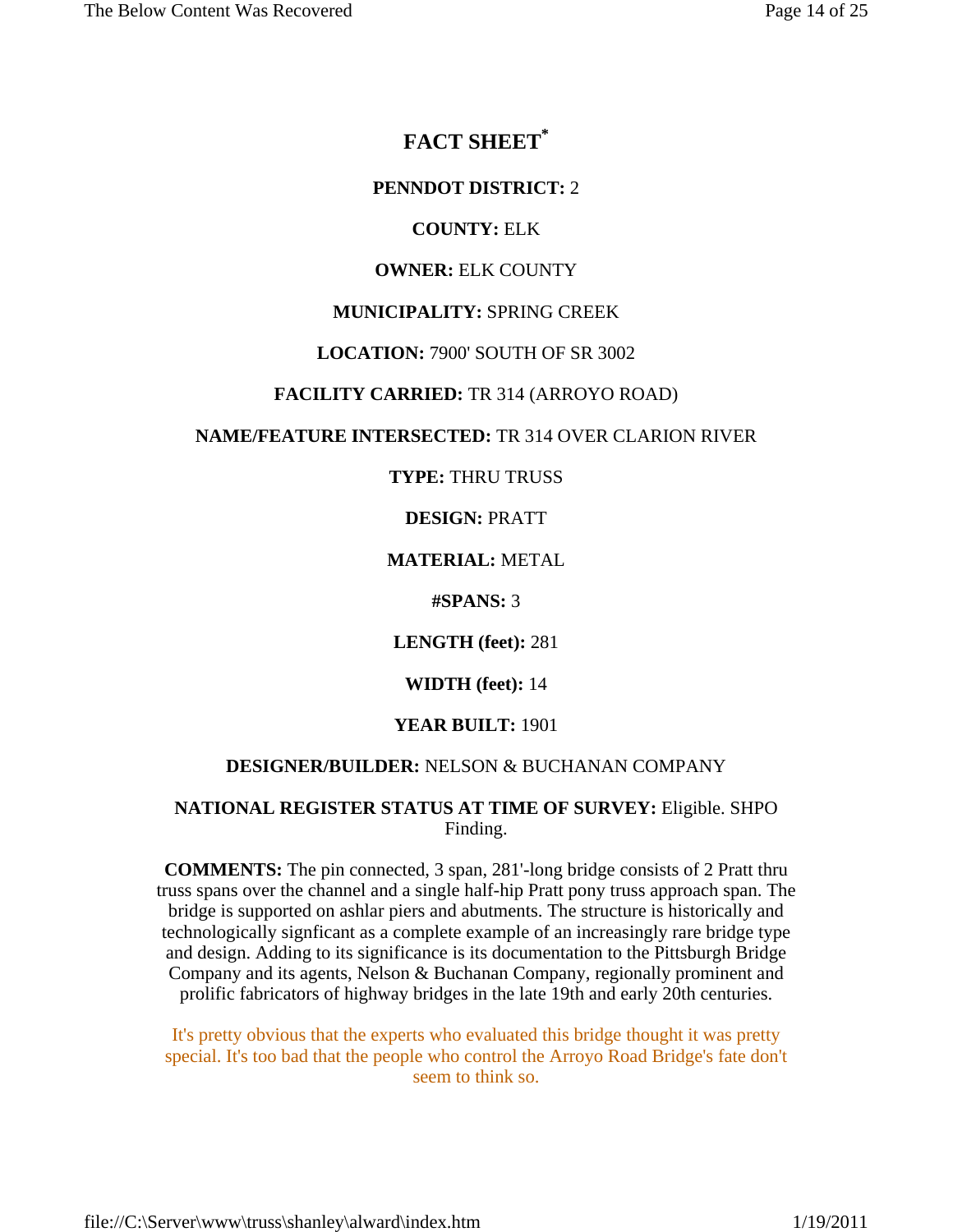# FACT SHEET*

**PENNDOT DISTRICT:** 2

**COUNTY:** ELK

**OWNER:** ELK COUNTY

**MUNICIPALITY:** SPRING CREEK

**LOCATION:** 7900' SOUTH OF SR 3002

**FACILITY CARRIED:** TR 314 (ARROYO ROAD)

**NAME/FEATURE INTERSECTED:** TR 314 OVER CLARION RIVER

**TYPE:** THRU TRUSS

**DESIGN:** PRATT

**MATERIAL:** METAL

**#SPANS:** 3

**LENGTH (feet):** 281

**WIDTH (feet):** 14

**YEAR BUILT:** 1901

**DESIGNER/BUILDER:** NELSON & BUCHANAN COMPANY

**NATIONAL REGISTER STATUS AT TIME OF SURVEY:** Eligible. SHPO Finding.

**COMMENTS:** The pin connected, 3 span, 281'-long bridge consists of 2 Pratt thru truss spans over the channel and a single half-hip Pratt pony truss approach span. The bridge is supported on ashlar piers and abutments. The structure is historically and technologically signficant as a complete example of an increasingly rare bridge type and design. Adding to its significance is its documentation to the Pittsburgh Bridge Company and its agents, Nelson & Buchanan Company, regionally prominent and prolific fabricators of highway bridges in the late 19th and early 20th centuries.

It's pretty obvious that the experts who evaluated this bridge thought it was pretty special. It's too bad that the people who control the Arroyo Road Bridge's fate don't seem to think so.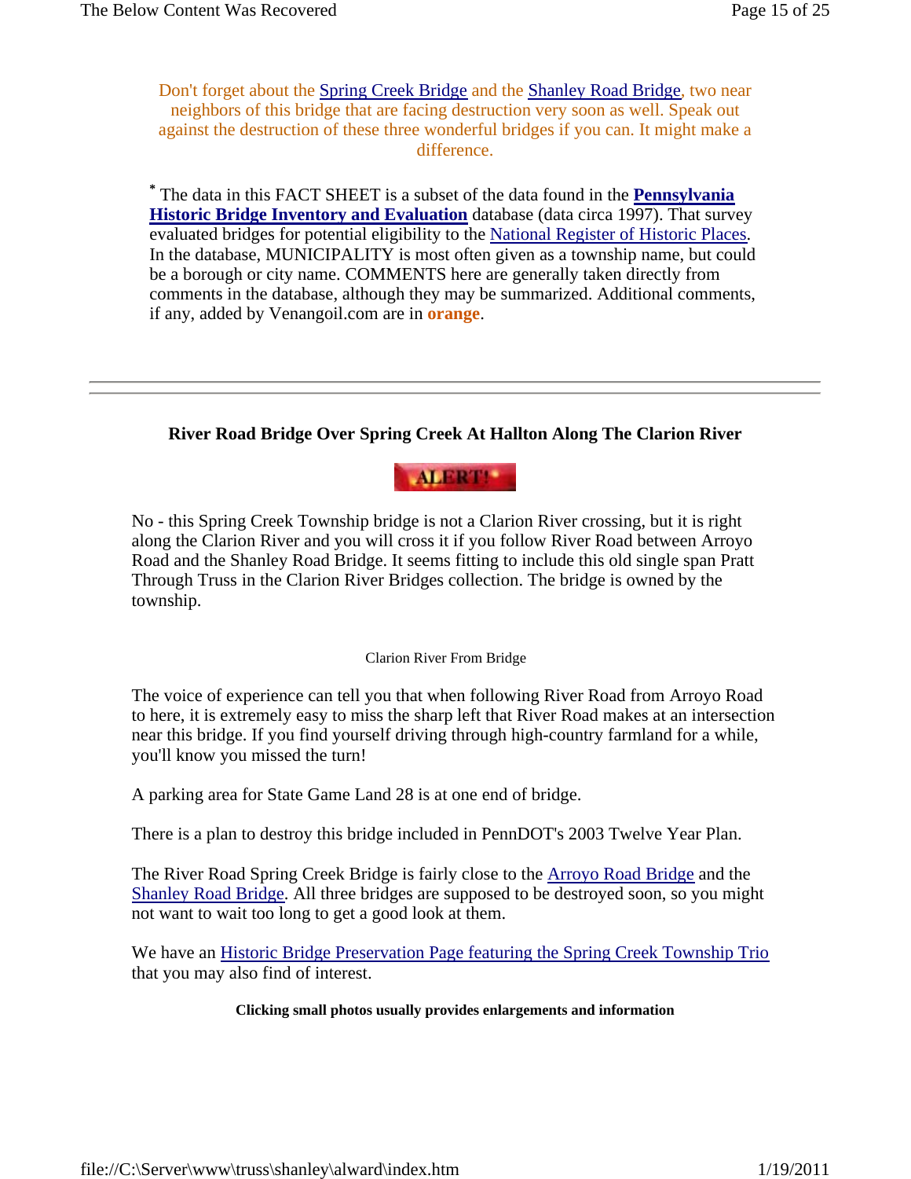Don't forget about the Spring Creek Bridge and the Shanley Road Bridge, two near neighbors of this bridge that are facing destruction very soon as well. Speak out against the destruction of these three wonderful bridges if you can. It might make a difference.

* The data in this FACT SHEET is a subset of the data found in the **Pennsylvania Historic Bridge Inventory and Evaluation** database (data circa 1997). That survey evaluated bridges for potential eligibility to the National Register of Historic Places. In the database, MUNICIPALITY is most often given as a township name, but could be a borough or city name. COMMENTS here are generally taken directly from comments in the database, although they may be summarized. Additional comments, if any, added by Venangoil.com are in **orange**.

---

### River Road Bridge Over Spring Creek At Hallton Along The Clarion River

ALERT!

No - this Spring Creek Township bridge is not a Clarion River crossing, but it is right along the Clarion River and you will cross it if you follow River Road between Arroyo Road and the Shanley Road Bridge. It seems fitting to include this old single span Pratt Through Truss in the Clarion River Bridges collection. The bridge is owned by the township.

Clarion River From Bridge

The voice of experience can tell you that when following River Road from Arroyo Road to here, it is extremely easy to miss the sharp left that River Road makes at an intersection near this bridge. If you find yourself driving through high-country farmland for a while, you'll know you missed the turn!

A parking area for State Game Land 28 is at one end of bridge.

There is a plan to destroy this bridge included in PennDOT's 2003 Twelve Year Plan.

The River Road Spring Creek Bridge is fairly close to the Arroyo Road Bridge and the Shanley Road Bridge. All three bridges are supposed to be destroyed soon, so you might not want to wait too long to get a good look at them.

We have an Historic Bridge Preservation Page featuring the Spring Creek Township Trio that you may also find of interest.

**Clicking small photos usually provides enlargements and information**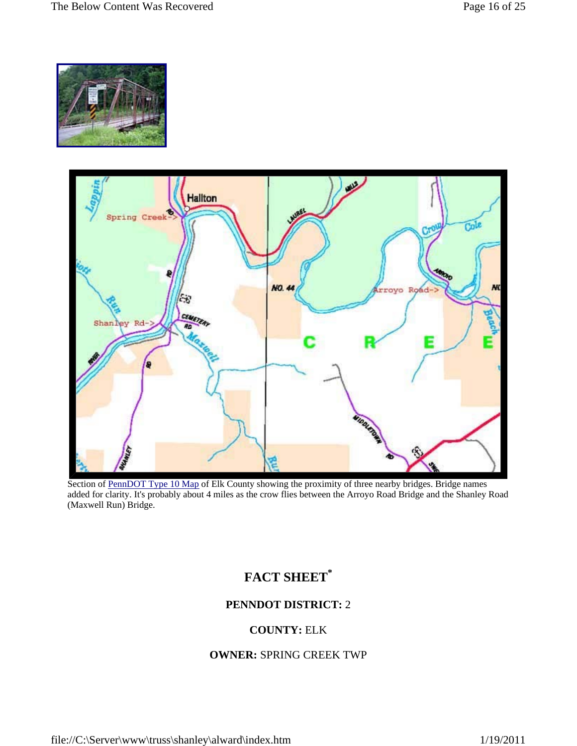Section of PennDOT Type 10 Map of Elk County showing the proximity of three nearby bridges. Bridge names added for clarity. It's probably about 4 miles as the crow flies between the Arroyo Road Bridge and the Shanley Road (Maxwell Run) Bridge.

## FACT SHEET*

**PENNDOT DISTRICT:** 2

**COUNTY:** ELK

**OWNER:** SPRING CREEK TWP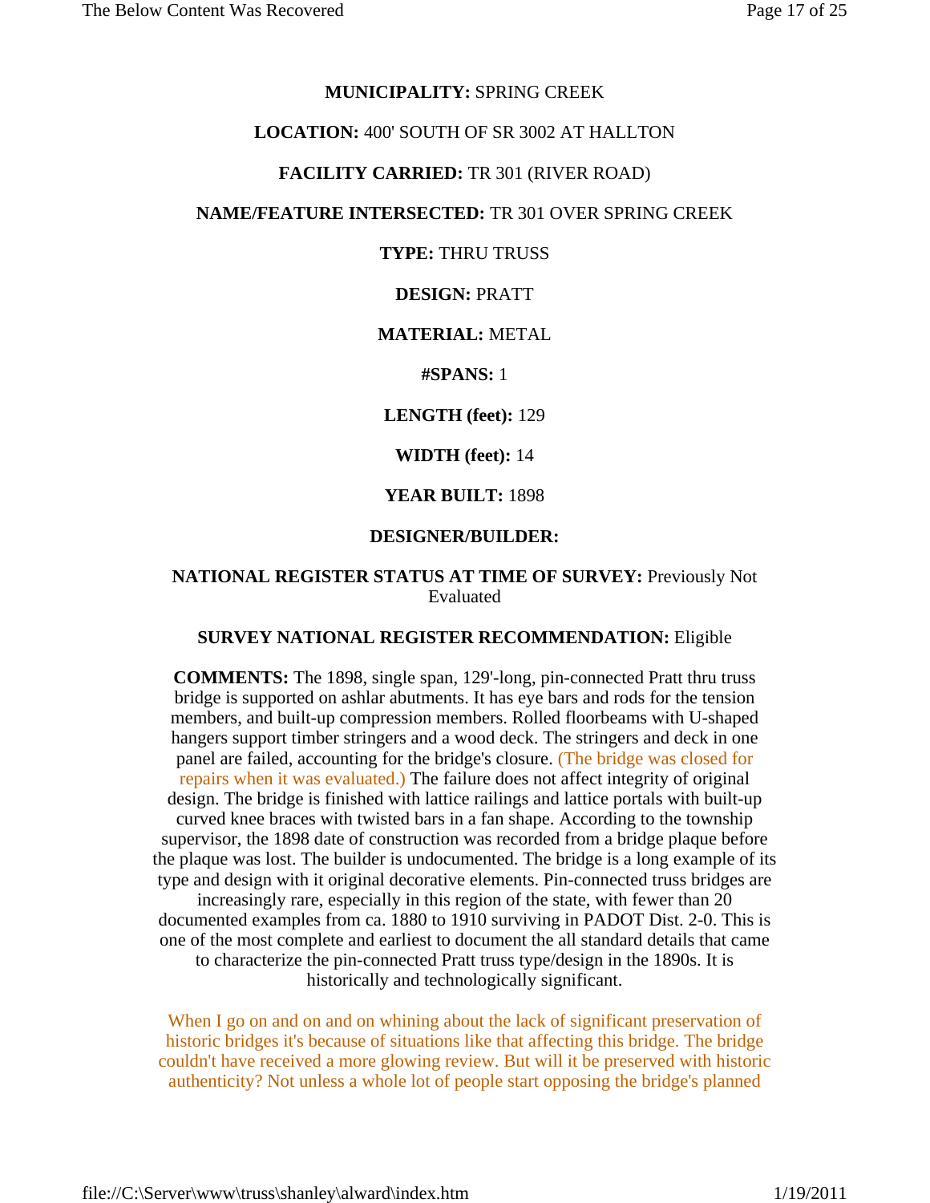**MUNICIPALITY:** SPRING CREEK

**LOCATION:** 400' SOUTH OF SR 3002 AT HALLTON

**FACILITY CARRIED:** TR 301 (RIVER ROAD)

**NAME/FEATURE INTERSECTED:** TR 301 OVER SPRING CREEK

**TYPE:** THRU TRUSS

**DESIGN:** PRATT

**MATERIAL:** METAL

**#SPANS:** 1

**LENGTH (feet):** 129

**WIDTH (feet):** 14

**YEAR BUILT:** 1898

**DESIGNER/BUILDER:**

**NATIONAL REGISTER STATUS AT TIME OF SURVEY:** Previously Not Evaluated

**SURVEY NATIONAL REGISTER RECOMMENDATION:** Eligible

**COMMENTS:** The 1898, single span, 129'-long, pin-connected Pratt thru truss bridge is supported on ashlar abutments. It has eye bars and rods for the tension members, and built-up compression members. Rolled floorbeams with U-shaped hangers support timber stringers and a wood deck. The stringers and deck in one panel are failed, accounting for the bridge's closure. (The bridge was closed for repairs when it was evaluated.) The failure does not affect integrity of original design. The bridge is finished with lattice railings and lattice portals with built-up curved knee braces with twisted bars in a fan shape. According to the township supervisor, the 1898 date of construction was recorded from a bridge plaque before the plaque was lost. The builder is undocumented. The bridge is a long example of its type and design with it original decorative elements. Pin-connected truss bridges are increasingly rare, especially in this region of the state, with fewer than 20 documented examples from ca. 1880 to 1910 surviving in PADOT Dist. 2-0. This is one of the most complete and earliest to document the all standard details that came to characterize the pin-connected Pratt truss type/design in the 1890s. It is historically and technologically significant.

When I go on and on and on whining about the lack of significant preservation of historic bridges it's because of situations like that affecting this bridge. The bridge couldn't have received a more glowing review. But will it be preserved with historic authenticity? Not unless a whole lot of people start opposing the bridge's planned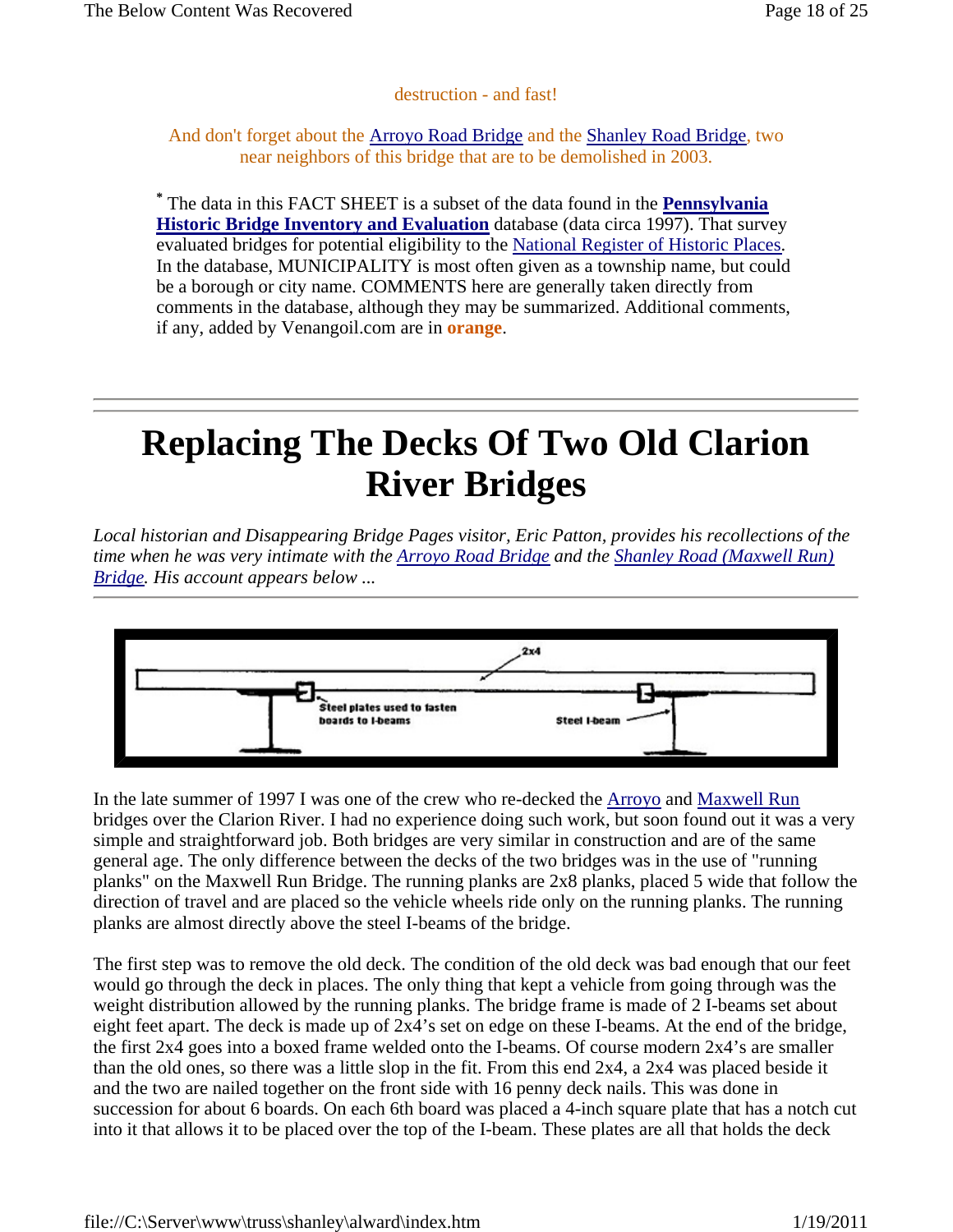destruction - and fast!

And don't forget about the Arroyo Road Bridge and the Shanley Road Bridge, two near neighbors of this bridge that are to be demolished in 2003.

* The data in this FACT SHEET is a subset of the data found in the **Pennsylvania Historic Bridge Inventory and Evaluation** database (data circa 1997). That survey evaluated bridges for potential eligibility to the National Register of Historic Places. In the database, MUNICIPALITY is most often given as a township name, but could be a borough or city name. COMMENTS here are generally taken directly from comments in the database, although they may be summarized. Additional comments, if any, added by Venangoil.com are in **orange**.

---

# Replacing The Decks Of Two Old Clarion River Bridges

*Local historian and Disappearing Bridge Pages visitor, Eric Patton, provides his recollections of the time when he was very intimate with the Arroyo Road Bridge and the Shanley Road (Maxwell Run) Bridge. His account appears below ...*

---

In the late summer of 1997 I was one of the crew who re-decked the Arroyo and Maxwell Run bridges over the Clarion River. I had no experience doing such work, but soon found out it was a very simple and straightforward job. Both bridges are very similar in construction and are of the same general age. The only difference between the decks of the two bridges was in the use of "running planks" on the Maxwell Run Bridge. The running planks are 2x8 planks, placed 5 wide that follow the direction of travel and are placed so the vehicle wheels ride only on the running planks. The running planks are almost directly above the steel I-beams of the bridge.

The first step was to remove the old deck. The condition of the old deck was bad enough that our feet would go through the deck in places. The only thing that kept a vehicle from going through was the weight distribution allowed by the running planks. The bridge frame is made of 2 I-beams set about eight feet apart. The deck is made up of 2x4's set on edge on these I-beams. At the end of the bridge, the first 2x4 goes into a boxed frame welded onto the I-beams. Of course modern 2x4's are smaller than the old ones, so there was a little slop in the fit. From this end 2x4, a 2x4 was placed beside it and the two are nailed together on the front side with 16 penny deck nails. This was done in succession for about 6 boards. On each 6th board was placed a 4-inch square plate that has a notch cut into it that allows it to be placed over the top of the I-beam. These plates are all that holds the deck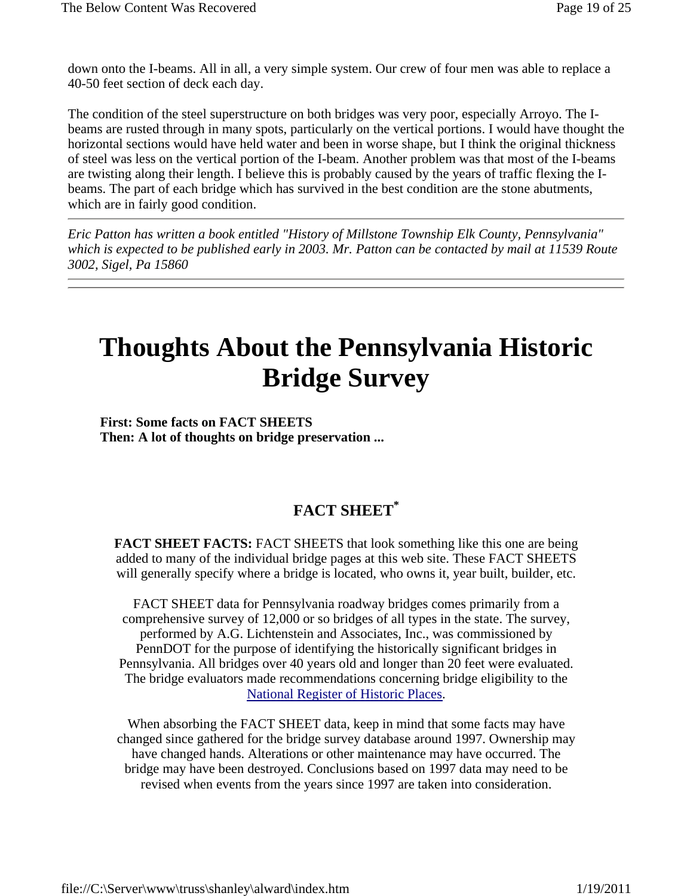down onto the I-beams. All in all, a very simple system. Our crew of four men was able to replace a 40-50 feet section of deck each day.

The condition of the steel superstructure on both bridges was very poor, especially Arroyo. The I-beams are rusted through in many spots, particularly on the vertical portions. I would have thought the horizontal sections would have held water and been in worse shape, but I think the original thickness of steel was less on the vertical portion of the I-beam. Another problem was that most of the I-beams are twisting along their length. I believe this is probably caused by the years of traffic flexing the I-beams. The part of each bridge which has survived in the best condition are the stone abutments, which are in fairly good condition.

---

*Eric Patton has written a book entitled "History of Millstone Township Elk County, Pennsylvania" which is expected to be published early in 2003. Mr. Patton can be contacted by mail at 11539 Route 3002, Sigel, Pa 15860*

---

# Thoughts About the Pennsylvania Historic Bridge Survey

**First: Some facts on FACT SHEETS**
**Then: A lot of thoughts on bridge preservation ...**

## FACT SHEET*

**FACT SHEET FACTS:** FACT SHEETS that look something like this one are being added to many of the individual bridge pages at this web site. These FACT SHEETS will generally specify where a bridge is located, who owns it, year built, builder, etc.

FACT SHEET data for Pennsylvania roadway bridges comes primarily from a comprehensive survey of 12,000 or so bridges of all types in the state. The survey, performed by A.G. Lichtenstein and Associates, Inc., was commissioned by PennDOT for the purpose of identifying the historically significant bridges in Pennsylvania. All bridges over 40 years old and longer than 20 feet were evaluated. The bridge evaluators made recommendations concerning bridge eligibility to the National Register of Historic Places.

When absorbing the FACT SHEET data, keep in mind that some facts may have changed since gathered for the bridge survey database around 1997. Ownership may have changed hands. Alterations or other maintenance may have occurred. The bridge may have been destroyed. Conclusions based on 1997 data may need to be revised when events from the years since 1997 are taken into consideration.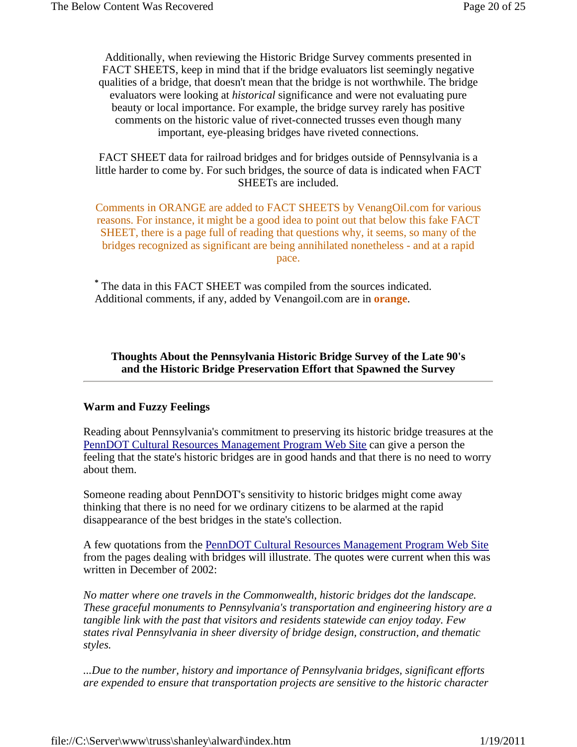Additionally, when reviewing the Historic Bridge Survey comments presented in FACT SHEETS, keep in mind that if the bridge evaluators list seemingly negative qualities of a bridge, that doesn't mean that the bridge is not worthwhile. The bridge evaluators were looking at *historical* significance and were not evaluating pure beauty or local importance. For example, the bridge survey rarely has positive comments on the historic value of rivet-connected trusses even though many important, eye-pleasing bridges have riveted connections.

FACT SHEET data for railroad bridges and for bridges outside of Pennsylvania is a little harder to come by. For such bridges, the source of data is indicated when FACT SHEETs are included.

Comments in ORANGE are added to FACT SHEETS by VenangOil.com for various reasons. For instance, it might be a good idea to point out that below this fake FACT SHEET, there is a page full of reading that questions why, it seems, so many of the bridges recognized as significant are being annihilated nonetheless - and at a rapid pace.

* The data in this FACT SHEET was compiled from the sources indicated. Additional comments, if any, added by Venangoil.com are in **orange**.

## Thoughts About the Pennsylvania Historic Bridge Survey of the Late 90's and the Historic Bridge Preservation Effort that Spawned the Survey

---

### Warm and Fuzzy Feelings

Reading about Pennsylvania's commitment to preserving its historic bridge treasures at the PennDOT Cultural Resources Management Program Web Site can give a person the feeling that the state's historic bridges are in good hands and that there is no need to worry about them.

Someone reading about PennDOT's sensitivity to historic bridges might come away thinking that there is no need for we ordinary citizens to be alarmed at the rapid disappearance of the best bridges in the state's collection.

A few quotations from the PennDOT Cultural Resources Management Program Web Site from the pages dealing with bridges will illustrate. The quotes were current when this was written in December of 2002:

*No matter where one travels in the Commonwealth, historic bridges dot the landscape. These graceful monuments to Pennsylvania's transportation and engineering history are a tangible link with the past that visitors and residents statewide can enjoy today. Few states rival Pennsylvania in sheer diversity of bridge design, construction, and thematic styles.*

*...Due to the number, history and importance of Pennsylvania bridges, significant efforts are expended to ensure that transportation projects are sensitive to the historic character*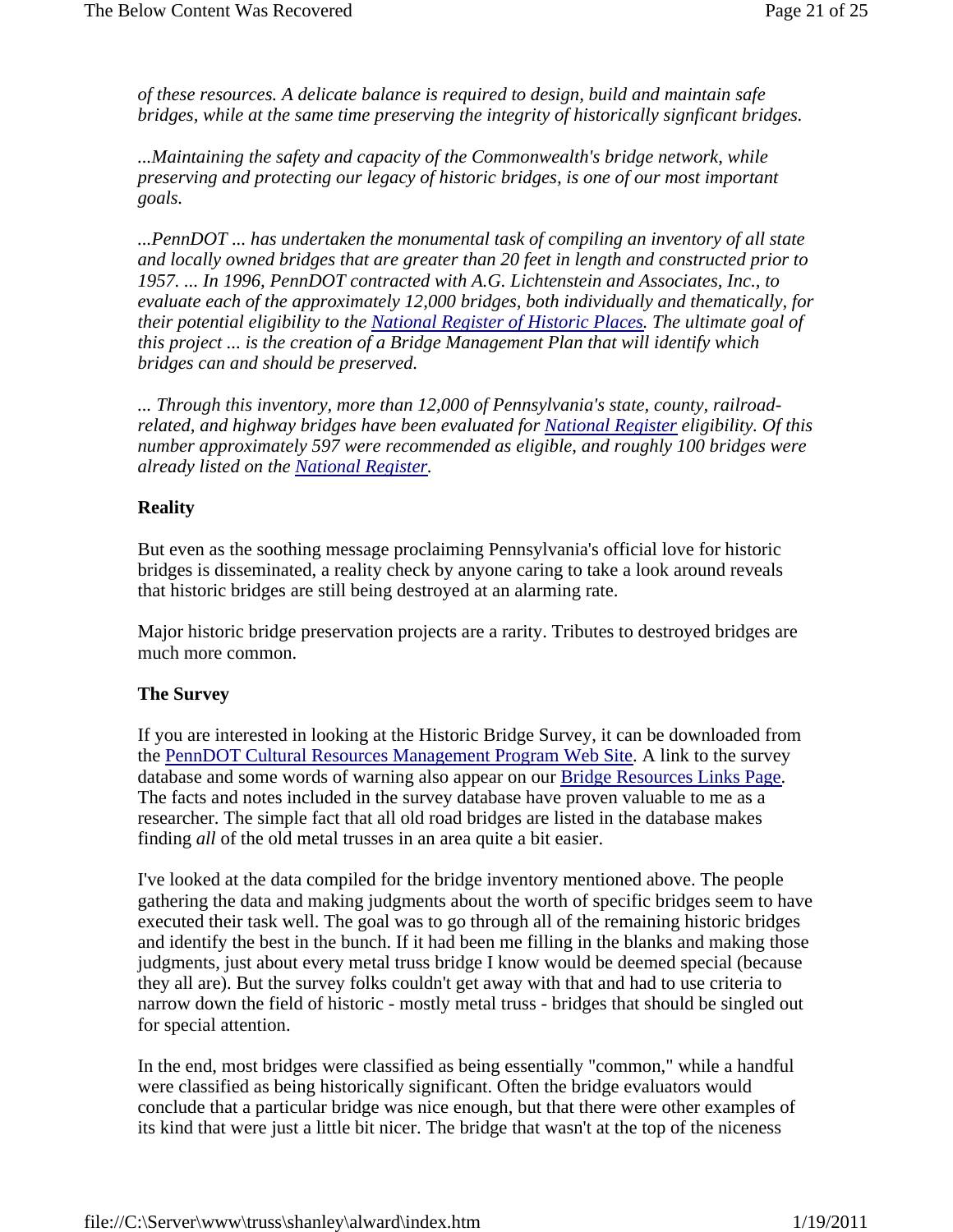*of these resources. A delicate balance is required to design, build and maintain safe bridges, while at the same time preserving the integrity of historically signficant bridges.*

*...Maintaining the safety and capacity of the Commonwealth's bridge network, while preserving and protecting our legacy of historic bridges, is one of our most important goals.*

*...PennDOT ... has undertaken the monumental task of compiling an inventory of all state and locally owned bridges that are greater than 20 feet in length and constructed prior to 1957. ... In 1996, PennDOT contracted with A.G. Lichtenstein and Associates, Inc., to evaluate each of the approximately 12,000 bridges, both individually and thematically, for their potential eligibility to the [National Register of Historic Places](). The ultimate goal of this project ... is the creation of a Bridge Management Plan that will identify which bridges can and should be preserved.*

*... Through this inventory, more than 12,000 of Pennsylvania's state, county, railroad-related, and highway bridges have been evaluated for [National Register]() eligibility. Of this number approximately 597 were recommended as eligible, and roughly 100 bridges were already listed on the [National Register]().*

**Reality**

But even as the soothing message proclaiming Pennsylvania's official love for historic bridges is disseminated, a reality check by anyone caring to take a look around reveals that historic bridges are still being destroyed at an alarming rate.

Major historic bridge preservation projects are a rarity. Tributes to destroyed bridges are much more common.

**The Survey**

If you are interested in looking at the Historic Bridge Survey, it can be downloaded from the [PennDOT Cultural Resources Management Program Web Site](). A link to the survey database and some words of warning also appear on our [Bridge Resources Links Page](). The facts and notes included in the survey database have proven valuable to me as a researcher. The simple fact that all old road bridges are listed in the database makes finding *all* of the old metal trusses in an area quite a bit easier.

I've looked at the data compiled for the bridge inventory mentioned above. The people gathering the data and making judgments about the worth of specific bridges seem to have executed their task well. The goal was to go through all of the remaining historic bridges and identify the best in the bunch. If it had been me filling in the blanks and making those judgments, just about every metal truss bridge I know would be deemed special (because they all are). But the survey folks couldn't get away with that and had to use criteria to narrow down the field of historic - mostly metal truss - bridges that should be singled out for special attention.

In the end, most bridges were classified as being essentially "common," while a handful were classified as being historically significant. Often the bridge evaluators would conclude that a particular bridge was nice enough, but that there were other examples of its kind that were just a little bit nicer. The bridge that wasn't at the top of the niceness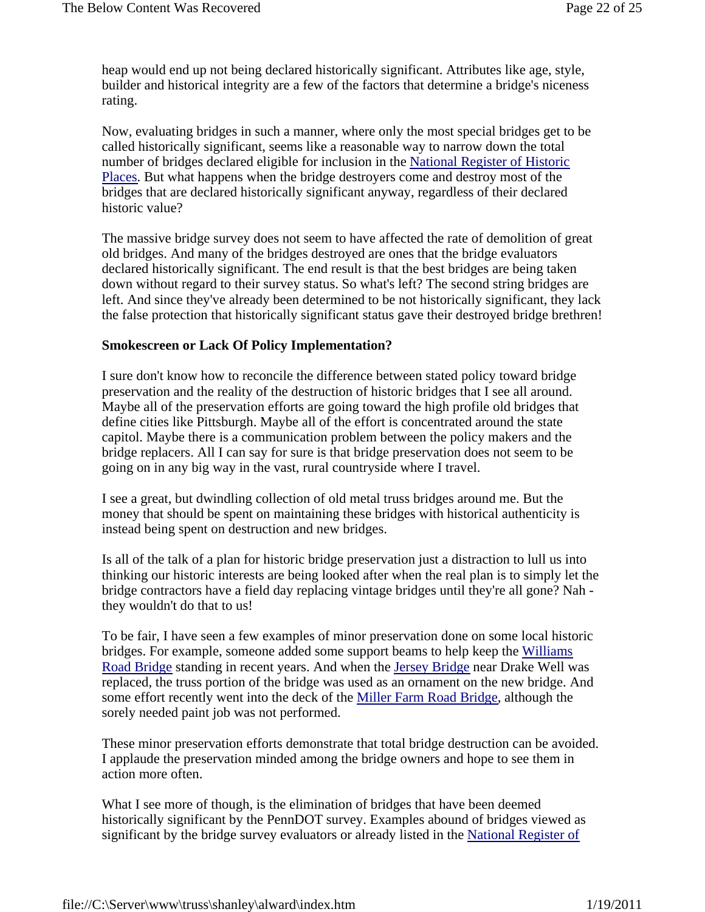heap would end up not being declared historically significant. Attributes like age, style, builder and historical integrity are a few of the factors that determine a bridge's niceness rating.

Now, evaluating bridges in such a manner, where only the most special bridges get to be called historically significant, seems like a reasonable way to narrow down the total number of bridges declared eligible for inclusion in the National Register of Historic Places. But what happens when the bridge destroyers come and destroy most of the bridges that are declared historically significant anyway, regardless of their declared historic value?

The massive bridge survey does not seem to have affected the rate of demolition of great old bridges. And many of the bridges destroyed are ones that the bridge evaluators declared historically significant. The end result is that the best bridges are being taken down without regard to their survey status. So what's left? The second string bridges are left. And since they've already been determined to be not historically significant, they lack the false protection that historically significant status gave their destroyed bridge brethren!

**Smokescreen or Lack Of Policy Implementation?**

I sure don't know how to reconcile the difference between stated policy toward bridge preservation and the reality of the destruction of historic bridges that I see all around. Maybe all of the preservation efforts are going toward the high profile old bridges that define cities like Pittsburgh. Maybe all of the effort is concentrated around the state capitol. Maybe there is a communication problem between the policy makers and the bridge replacers. All I can say for sure is that bridge preservation does not seem to be going on in any big way in the vast, rural countryside where I travel.

I see a great, but dwindling collection of old metal truss bridges around me. But the money that should be spent on maintaining these bridges with historical authenticity is instead being spent on destruction and new bridges.

Is all of the talk of a plan for historic bridge preservation just a distraction to lull us into thinking our historic interests are being looked after when the real plan is to simply let the bridge contractors have a field day replacing vintage bridges until they're all gone? Nah - they wouldn't do that to us!

To be fair, I have seen a few examples of minor preservation done on some local historic bridges. For example, someone added some support beams to help keep the Williams Road Bridge standing in recent years. And when the Jersey Bridge near Drake Well was replaced, the truss portion of the bridge was used as an ornament on the new bridge. And some effort recently went into the deck of the Miller Farm Road Bridge, although the sorely needed paint job was not performed.

These minor preservation efforts demonstrate that total bridge destruction can be avoided. I applaude the preservation minded among the bridge owners and hope to see them in action more often.

What I see more of though, is the elimination of bridges that have been deemed historically significant by the PennDOT survey. Examples abound of bridges viewed as significant by the bridge survey evaluators or already listed in the National Register of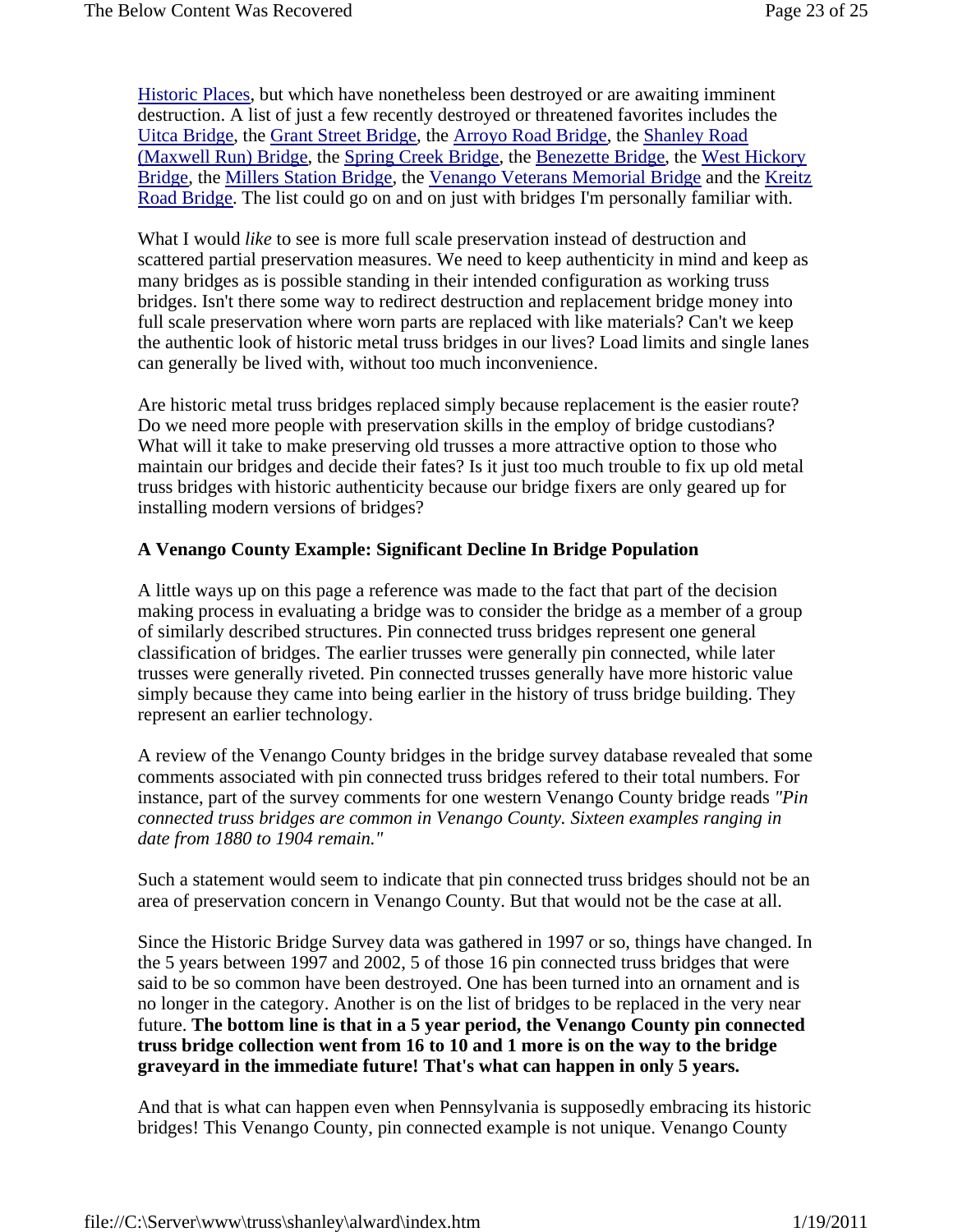Historic Places, but which have nonetheless been destroyed or are awaiting imminent destruction. A list of just a few recently destroyed or threatened favorites includes the Uitca Bridge, the Grant Street Bridge, the Arroyo Road Bridge, the Shanley Road (Maxwell Run) Bridge, the Spring Creek Bridge, the Benezette Bridge, the West Hickory Bridge, the Millers Station Bridge, the Venango Veterans Memorial Bridge and the Kreitz Road Bridge. The list could go on and on just with bridges I'm personally familiar with.

What I would *like* to see is more full scale preservation instead of destruction and scattered partial preservation measures. We need to keep authenticity in mind and keep as many bridges as is possible standing in their intended configuration as working truss bridges. Isn't there some way to redirect destruction and replacement bridge money into full scale preservation where worn parts are replaced with like materials? Can't we keep the authentic look of historic metal truss bridges in our lives? Load limits and single lanes can generally be lived with, without too much inconvenience.

Are historic metal truss bridges replaced simply because replacement is the easier route? Do we need more people with preservation skills in the employ of bridge custodians? What will it take to make preserving old trusses a more attractive option to those who maintain our bridges and decide their fates? Is it just too much trouble to fix up old metal truss bridges with historic authenticity because our bridge fixers are only geared up for installing modern versions of bridges?

### A Venango County Example: Significant Decline In Bridge Population

A little ways up on this page a reference was made to the fact that part of the decision making process in evaluating a bridge was to consider the bridge as a member of a group of similarly described structures. Pin connected truss bridges represent one general classification of bridges. The earlier trusses were generally pin connected, while later trusses were generally riveted. Pin connected trusses generally have more historic value simply because they came into being earlier in the history of truss bridge building. They represent an earlier technology.

A review of the Venango County bridges in the bridge survey database revealed that some comments associated with pin connected truss bridges refered to their total numbers. For instance, part of the survey comments for one western Venango County bridge reads *"Pin connected truss bridges are common in Venango County. Sixteen examples ranging in date from 1880 to 1904 remain."*

Such a statement would seem to indicate that pin connected truss bridges should not be an area of preservation concern in Venango County. But that would not be the case at all.

Since the Historic Bridge Survey data was gathered in 1997 or so, things have changed. In the 5 years between 1997 and 2002, 5 of those 16 pin connected truss bridges that were said to be so common have been destroyed. One has been turned into an ornament and is no longer in the category. Another is on the list of bridges to be replaced in the very near future. **The bottom line is that in a 5 year period, the Venango County pin connected truss bridge collection went from 16 to 10 and 1 more is on the way to the bridge graveyard in the immediate future! That's what can happen in only 5 years.**

And that is what can happen even when Pennsylvania is supposedly embracing its historic bridges! This Venango County, pin connected example is not unique. Venango County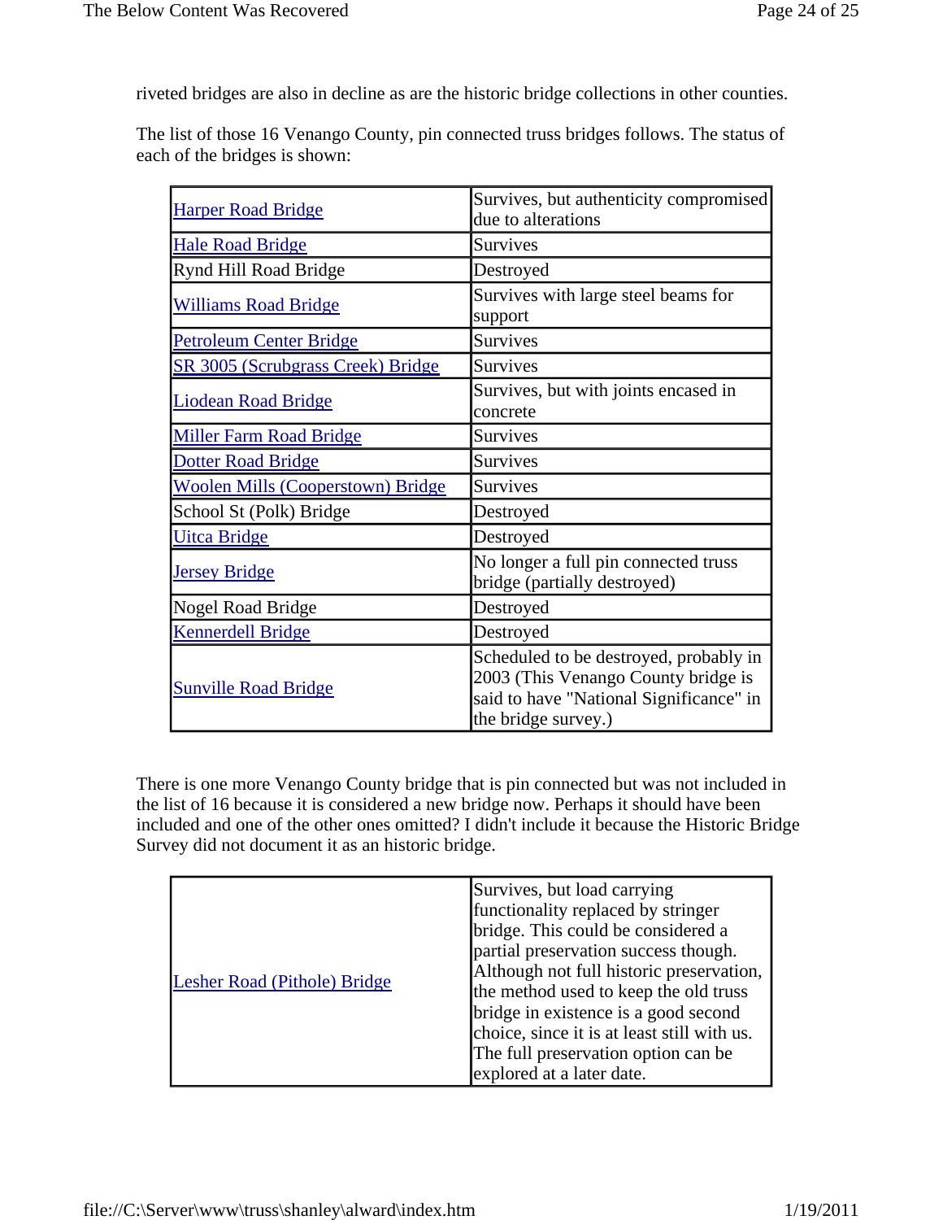riveted bridges are also in decline as are the historic bridge collections in other counties.

The list of those 16 Venango County, pin connected truss bridges follows. The status of each of the bridges is shown:

| Bridge | Status |
|---|---|
| Harper Road Bridge | Survives, but authenticity compromised due to alterations |
| Hale Road Bridge | Survives |
| Rynd Hill Road Bridge | Destroyed |
| Williams Road Bridge | Survives with large steel beams for support |
| Petroleum Center Bridge | Survives |
| SR 3005 (Scrubgrass Creek) Bridge | Survives |
| Liodean Road Bridge | Survives, but with joints encased in concrete |
| Miller Farm Road Bridge | Survives |
| Dotter Road Bridge | Survives |
| Woolen Mills (Cooperstown) Bridge | Survives |
| School St (Polk) Bridge | Destroyed |
| Uitca Bridge | Destroyed |
| Jersey Bridge | No longer a full pin connected truss bridge (partially destroyed) |
| Nogel Road Bridge | Destroyed |
| Kennerdell Bridge | Destroyed |
| Sunville Road Bridge | Scheduled to be destroyed, probably in 2003 (This Venango County bridge is said to have "National Significance" in the bridge survey.) |

There is one more Venango County bridge that is pin connected but was not included in the list of 16 because it is considered a new bridge now. Perhaps it should have been included and one of the other ones omitted? I didn't include it because the Historic Bridge Survey did not document it as an historic bridge.

| Bridge | Status |
|---|---|
| Lesher Road (Pithole) Bridge | Survives, but load carrying functionality replaced by stringer bridge. This could be considered a partial preservation success though. Although not full historic preservation, the method used to keep the old truss bridge in existence is a good second choice, since it is at least still with us. The full preservation option can be explored at a later date. |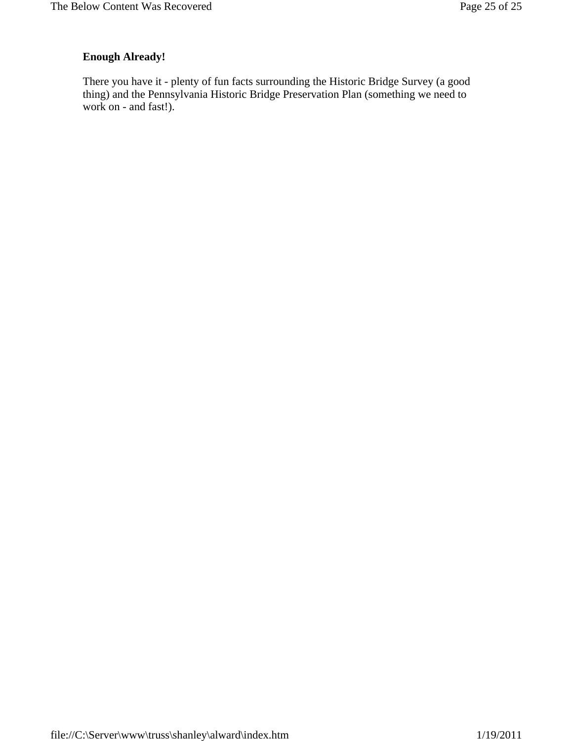**Enough Already!**

There you have it - plenty of fun facts surrounding the Historic Bridge Survey (a good thing) and the Pennsylvania Historic Bridge Preservation Plan (something we need to work on - and fast!).